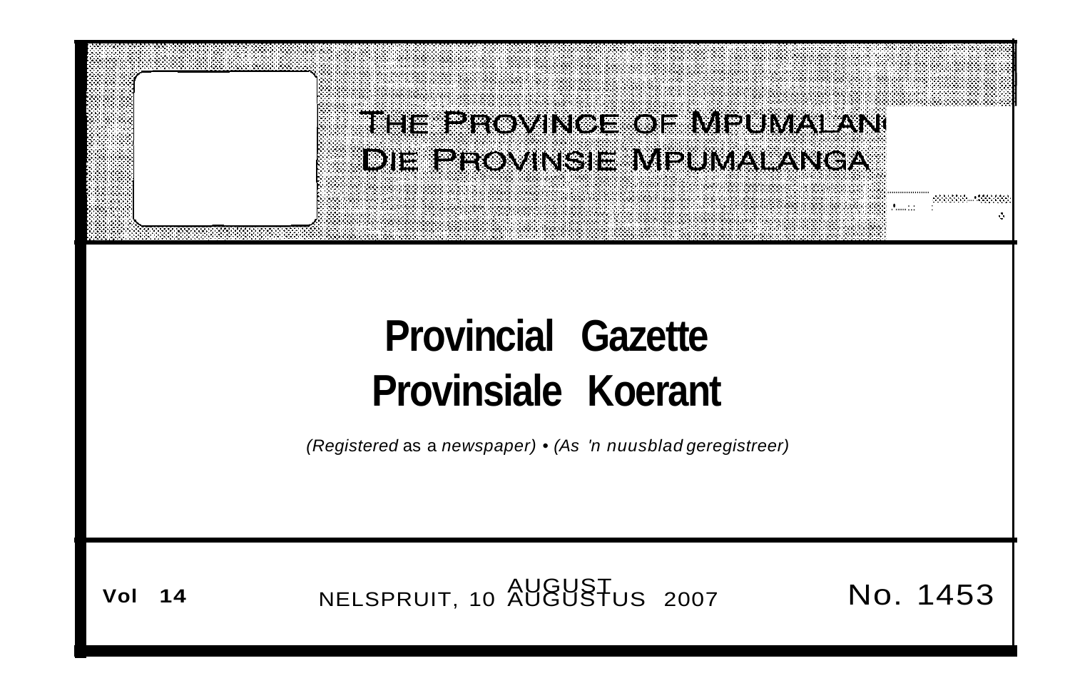THE PROVINCE OF MPUMALANGA

DIE PROVINSIE MPUMALANGA

# Provincial Gazette

# Provinsiale Koerant

*(Registered* as a *newspaper)* • *(As 'n nuusblad geregistreer)*

**Vol 14** NELSPRUIT, 10 AUGUST AUGUSTUS 2007 No. 1453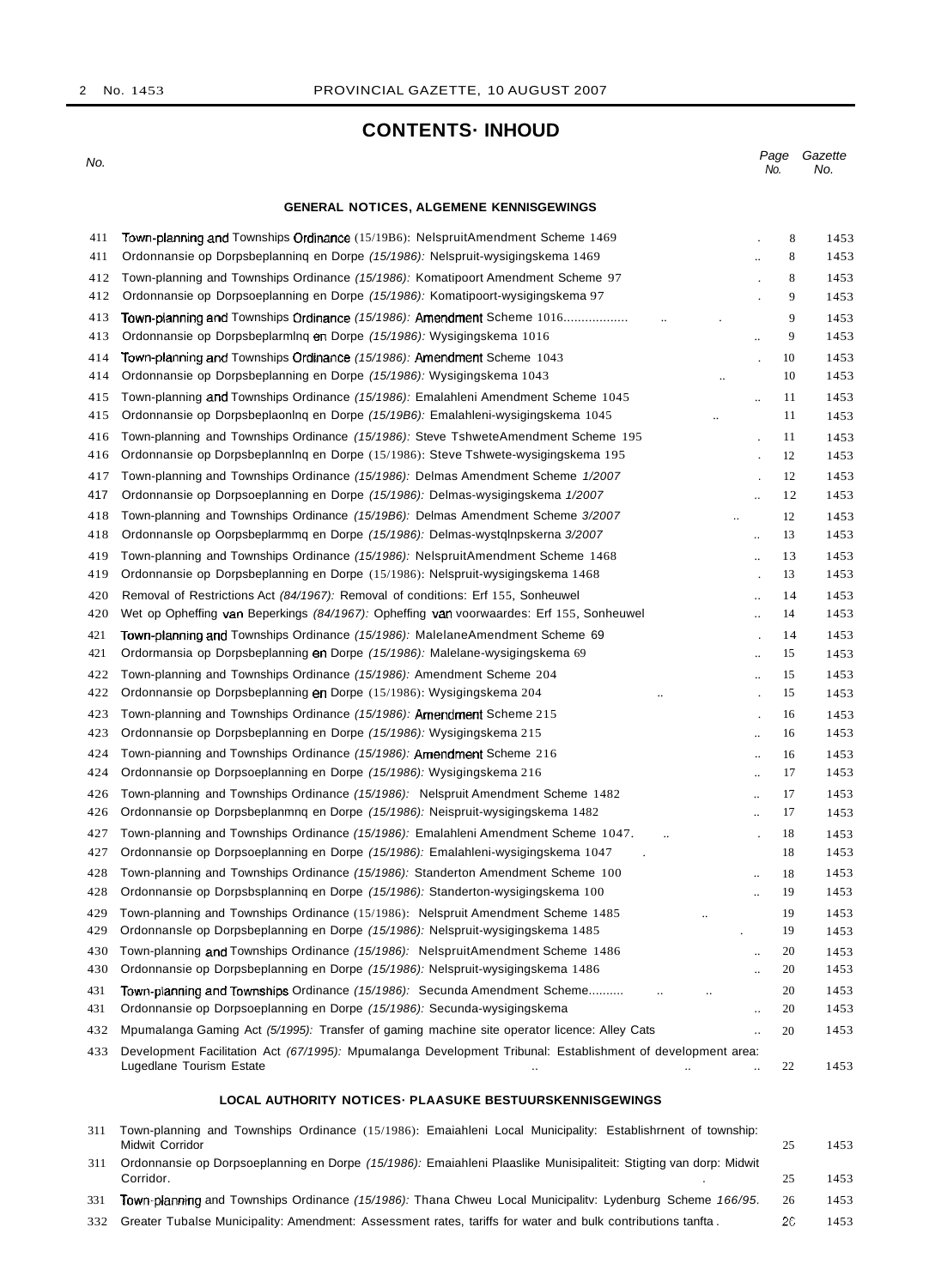# CONTENTS· INHOUD

| No. | | Page No. | Gazette No. |
|---|---|---|---|
| | **GENERAL NOTICES, ALGEMENE KENNISGEWINGS** | | |
| 411 | Town-planning and Townships Ordinance (15/19B6): NelspruitAmendment Scheme 1469 | 8 | 1453 |
| 411 | Ordonnansie op Dorpsbeplanninq en Dorpe *(15/1986):* Nelspruit-wysigingskema 1469 | 8 | 1453 |
| 412 | Town-planning and Townships Ordinance *(15/1986):* Komatipoort Amendment Scheme 97 | 8 | 1453 |
| 412 | Ordonnansie op Dorpsoeplanning en Dorpe *(15/1986):* Komatipoort-wysigingskema 97 | 9 | 1453 |
| 413 | Town-planning and Townships Ordinance *(15/1986):* Amendment Scheme 1016 | 9 | 1453 |
| 413 | Ordonnansie op Dorpsbeplarmlnq en Dorpe *(15/1986):* Wysigingskema 1016 | 9 | 1453 |
| 414 | Town-planning and Townships Ordinance *(15/1986):* Amendment Scheme 1043 | 10 | 1453 |
| 414 | Ordonnansie op Dorpsbeplanning en Dorpe *(15/1986):* Wysigingskema 1043 | 10 | 1453 |
| 415 | Town-planning and Townships Ordinance *(15/1986):* Emalahleni Amendment Scheme 1045 | 11 | 1453 |
| 415 | Ordonnansie op Dorpsbeplaonlnq en Dorpe *(15/19B6):* Emalahleni-wysigingskema 1045 | 11 | 1453 |
| 416 | Town-planning and Townships Ordinance *(15/1986):* Steve TshweteAmendment Scheme 195 | 11 | 1453 |
| 416 | Ordonnansie op Dorpsbeplannlnq en Dorpe (15/1986): Steve Tshwete-wysigingskema 195 | 12 | 1453 |
| 417 | Town-planning and Townships Ordinance *(15/1986):* Delmas Amendment Scheme *1/2007* | 12 | 1453 |
| 417 | Ordonnansie op Dorpsoeplanning en Dorpe *(15/1986):* Delmas-wysigingskema *1/2007* | 12 | 1453 |
| 418 | Town-planning and Townships Ordinance *(15/19B6):* Delmas Amendment Scheme *3/2007* | 12 | 1453 |
| 418 | Ordonnansle op Oorpsbeplarmmq en Dorpe *(15/1986):* Delmas-wystqlnpskerna *3/2007* | 13 | 1453 |
| 419 | Town-planning and Townships Ordinance *(15/1986):* NelspruitAmendment Scheme 1468 | 13 | 1453 |
| 419 | Ordonnansie op Dorpsbeplanning en Dorpe (15/1986): Nelspruit-wysigingskema 1468 | 13 | 1453 |
| 420 | Removal of Restrictions Act *(84/1967):* Removal of conditions: Erf 155, Sonheuwel | 14 | 1453 |
| 420 | Wet op Opheffing van Beperkings *(84/1967):* Opheffing van voorwaardes: Erf 155, Sonheuwel | 14 | 1453 |
| 421 | Town-planning and Townships Ordinance *(15/1986):* MalelaneAmendment Scheme 69 | 14 | 1453 |
| 421 | Ordormansia op Dorpsbeplanning en Dorpe *(15/1986):* Malelane-wysigingskema 69 | 15 | 1453 |
| 422 | Town-planning and Townships Ordinance *(15/1986):* Amendment Scheme 204 | 15 | 1453 |
| 422 | Ordonnansie op Dorpsbeplanning en Dorpe (15/1986): Wysigingskema 204 | 15 | 1453 |
| 423 | Town-planning and Townships Ordinance *(15/1986):* Amendment Scheme 215 | 16 | 1453 |
| 423 | Ordonnansie op Dorpsbeplanning en Dorpe *(15/1986):* Wysigingskema 215 | 16 | 1453 |
| 424 | Town-planning and Townships Ordinance *(15/1986):* Amendment Scheme 216 | 16 | 1453 |
| 424 | Ordonnansie op Dorpsoeplanning en Dorpe *(15/1986):* Wysigingskema 216 | 17 | 1453 |
| 426 | Town-planning and Townships Ordinance *(15/1986):* Nelspruit Amendment Scheme 1482 | 17 | 1453 |
| 426 | Ordonnansie op Dorpsbeplanmnq en Dorpe *(15/1986):* Neispruit-wysigingskema 1482 | 17 | 1453 |
| 427 | Town-planning and Townships Ordinance *(15/1986):* Emalahleni Amendment Scheme 1047. | 18 | 1453 |
| 427 | Ordonnansie op Dorpsoeplanning en Dorpe *(15/1986):* Emalahleni-wysigingskema 1047 | 18 | 1453 |
| 428 | Town-planning and Townships Ordinance *(15/1986):* Standerton Amendment Scheme 100 | 18 | 1453 |
| 428 | Ordonnansie op Dorpsbsplanninq en Dorpe *(15/1986):* Standerton-wysigingskema 100 | 19 | 1453 |
| 429 | Town-planning and Townships Ordinance (15/1986): Nelspruit Amendment Scheme 1485 | 19 | 1453 |
| 429 | Ordonnansle op Dorpsbeplanning en Dorpe *(15/1986):* Nelspruit-wysigingskema 1485 | 19 | 1453 |
| 430 | Town-planning and Townships Ordinance *(15/1986):* NelspruitAmendment Scheme 1486 | 20 | 1453 |
| 430 | Ordonnansie op Dorpsbeplanning en Dorpe *(15/1986):* Nelspruit-wysigingskema 1486 | 20 | 1453 |
| 431 | Town-planning and Townships Ordinance *(15/1986):* Secunda Amendment Scheme | 20 | 1453 |
| 431 | Ordonnansie op Dorpsoeplanning en Dorpe *(15/1986):* Secunda-wysigingskema | 20 | 1453 |
| 432 | Mpumalanga Gaming Act *(5/1995):* Transfer of gaming machine site operator licence: Alley Cats | 20 | 1453 |
| 433 | Development Facilitation Act *(67/1995):* Mpumalanga Development Tribunal: Establishment of development area: Lugedlane Tourism Estate | 22 | 1453 |
| | **LOCAL AUTHORITY NOTICES· PLAASUKE BESTUURSKENNISGEWINGS** | | |
| 311 | Town-planning and Townships Ordinance (15/1986): Emaiahleni Local Municipality: Establishrnent of township: Midwit Corridor | 25 | 1453 |
| 311 | Ordonnansie op Dorpsoeplanning en Dorpe *(15/1986):* Emaiahleni Plaaslike Munisipaliteit: Stigting van dorp: Midwit Corridor. | 25 | 1453 |
| 331 | Town-planning and Townships Ordinance *(15/1986):* Thana Chweu Local Municipalitv: Lydenburg Scheme *166/95*. | 26 | 1453 |
| 332 | Greater Tubalse Municipality: Amendment: Assessment rates, tariffs for water and bulk contributions tanfta . | 26 | 1453 |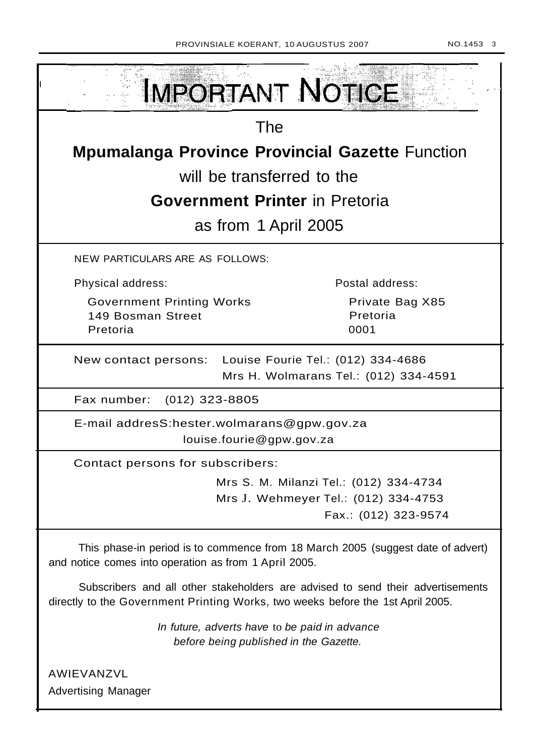# IMPORTANT NOTICE

The

**Mpumalanga Province Provincial Gazette** Function

will be transferred to the

**Government Printer** in Pretoria

as from 1 April 2005

NEW PARTICULARS ARE AS FOLLOWS:

Physical address:

Government Printing Works
149 Bosman Street
Pretoria

Postal address:

Private Bag X85
Pretoria
0001

New contact persons: Louise Fourie Tel.: (012) 334-4686
Mrs H. Wolmarans Tel.: (012) 334-4591

Fax number: (012) 323-8805

E-mail addresS:hester.wolmarans@gpw.gov.za
louise.fourie@gpw.gov.za

Contact persons for subscribers:

Mrs S. M. Milanzi Tel.: (012) 334-4734
Mrs J. Wehmeyer Tel.: (012) 334-4753
Fax.: (012) 323-9574

This phase-in period is to commence from 18 March 2005 (suggest date of advert) and notice comes into operation as from 1 April 2005.

Subscribers and all other stakeholders are advised to send their advertisements directly to the Government Printing Works, two weeks before the 1st April 2005.

*In future, adverts have to be paid in advance before being published in the Gazette.*

AWIEVANZVL
Advertising Manager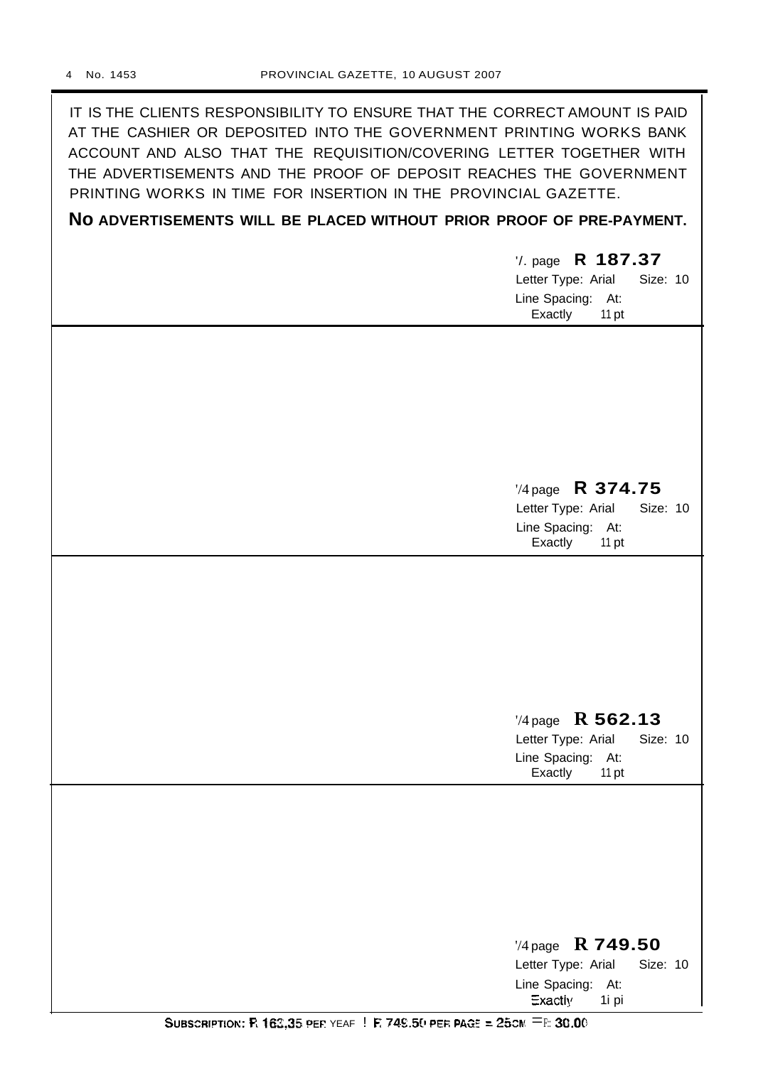IT IS THE CLIENTS RESPONSIBILITY TO ENSURE THAT THE CORRECT AMOUNT IS PAID AT THE CASHIER OR DEPOSITED INTO THE GOVERNMENT PRINTING WORKS BANK ACCOUNT AND ALSO THAT THE REQUISITION/COVERING LETTER TOGETHER WITH THE ADVERTISEMENTS AND THE PROOF OF DEPOSIT REACHES THE GOVERNMENT PRINTING WORKS IN TIME FOR INSERTION IN THE PROVINCIAL GAZETTE.

**NO ADVERTISEMENTS WILL BE PLACED WITHOUT PRIOR PROOF OF PRE-PAYMENT.**

'/. page **R 187.37**
Letter Type: Arial Size: 10
Line Spacing: At:
Exactly 11 pt

'/4 page **R 374.75**
Letter Type: Arial Size: 10
Line Spacing: At:
Exactly 11 pt

'/4 page **R 562.13**
Letter Type: Arial Size: 10
Line Spacing: At:
Exactly 11 pt

'/4 page **R 749.50**
Letter Type: Arial Size: 10
Line Spacing: At:
Exactly 1i pi

**SUBSCRIPTION: R 163,35 PER YEAR ! R 749.50 PER PAGE = 25CM =R 30.00**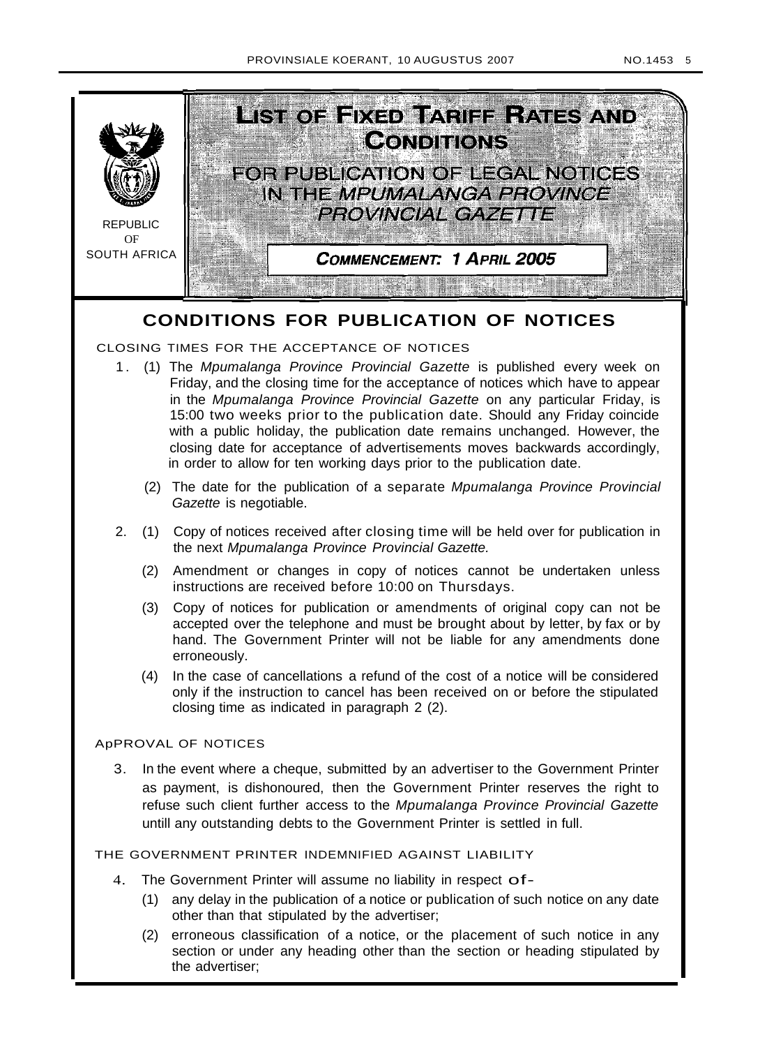REPUBLIC OF SOUTH AFRICA

# LIST OF FIXED TARIFF RATES AND CONDITIONS

## FOR PUBLICATION OF LEGAL NOTICES IN THE *MPUMALANGA PROVINCE PROVINCIAL GAZETTE*

**COMMENCEMENT: 1 APRIL 2005**

## CONDITIONS FOR PUBLICATION OF NOTICES

### CLOSING TIMES FOR THE ACCEPTANCE OF NOTICES

1. (1) The *Mpumalanga Province Provincial Gazette* is published every week on Friday, and the closing time for the acceptance of notices which have to appear in the *Mpumalanga Province Provincial Gazette* on any particular Friday, is 15:00 two weeks prior to the publication date. Should any Friday coincide with a public holiday, the publication date remains unchanged. However, the closing date for acceptance of advertisements moves backwards accordingly, in order to allow for ten working days prior to the publication date.

   (2) The date for the publication of a separate *Mpumalanga Province Provincial Gazette* is negotiable.

2. (1) Copy of notices received after closing time will be held over for publication in the next *Mpumalanga Province Provincial Gazette.*

   (2) Amendment or changes in copy of notices cannot be undertaken unless instructions are received before 10:00 on Thursdays.

   (3) Copy of notices for publication or amendments of original copy can not be accepted over the telephone and must be brought about by letter, by fax or by hand. The Government Printer will not be liable for any amendments done erroneously.

   (4) In the case of cancellations a refund of the cost of a notice will be considered only if the instruction to cancel has been received on or before the stipulated closing time as indicated in paragraph 2 (2).

### ApPROVAL OF NOTICES

3. In the event where a cheque, submitted by an advertiser to the Government Printer as payment, is dishonoured, then the Government Printer reserves the right to refuse such client further access to the *Mpumalanga Province Provincial Gazette* untill any outstanding debts to the Government Printer is settled in full.

### THE GOVERNMENT PRINTER INDEMNIFIED AGAINST LIABILITY

4. The Government Printer will assume no liability in respect of-

   (1) any delay in the publication of a notice or publication of such notice on any date other than that stipulated by the advertiser;

   (2) erroneous classification of a notice, or the placement of such notice in any section or under any heading other than the section or heading stipulated by the advertiser;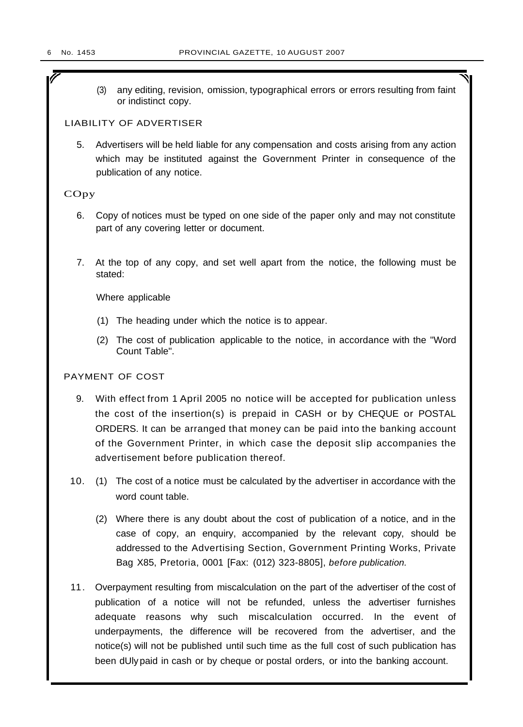(3) any editing, revision, omission, typographical errors or errors resulting from faint or indistinct copy.

## LIABILITY OF ADVERTISER

5. Advertisers will be held liable for any compensation and costs arising from any action which may be instituted against the Government Printer in consequence of the publication of any notice.

## COpy

6. Copy of notices must be typed on one side of the paper only and may not constitute part of any covering letter or document.

7. At the top of any copy, and set well apart from the notice, the following must be stated:

   Where applicable

   (1) The heading under which the notice is to appear.

   (2) The cost of publication applicable to the notice, in accordance with the "Word Count Table".

## PAYMENT OF COST

9. With effect from 1 April 2005 no notice will be accepted for publication unless the cost of the insertion(s) is prepaid in CASH or by CHEQUE or POSTAL ORDERS. It can be arranged that money can be paid into the banking account of the Government Printer, in which case the deposit slip accompanies the advertisement before publication thereof.

10. (1) The cost of a notice must be calculated by the advertiser in accordance with the word count table.

    (2) Where there is any doubt about the cost of publication of a notice, and in the case of copy, an enquiry, accompanied by the relevant copy, should be addressed to the Advertising Section, Government Printing Works, Private Bag X85, Pretoria, 0001 [Fax: (012) 323-8805], *before publication.*

11. Overpayment resulting from miscalculation on the part of the advertiser of the cost of publication of a notice will not be refunded, unless the advertiser furnishes adequate reasons why such miscalculation occurred. In the event of underpayments, the difference will be recovered from the advertiser, and the notice(s) will not be published until such time as the full cost of such publication has been dUly paid in cash or by cheque or postal orders, or into the banking account.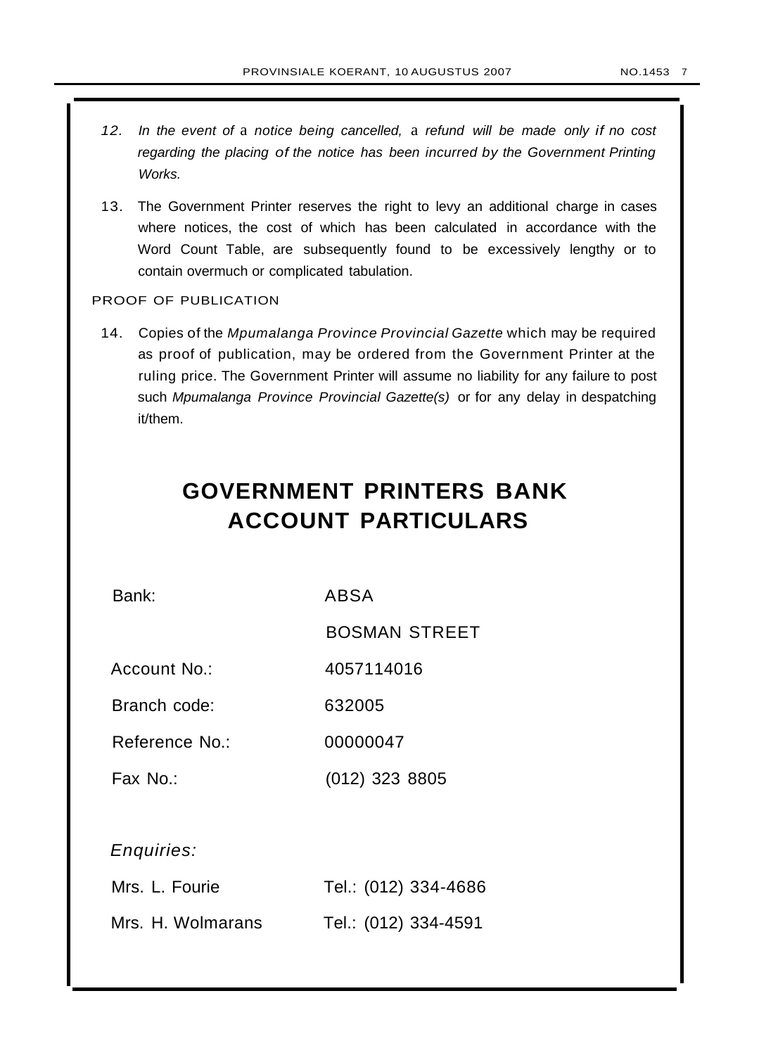12. *In the event of a notice being cancelled, a refund will be made only if no cost regarding the placing of the notice has been incurred by the Government Printing Works.*

13. The Government Printer reserves the right to levy an additional charge in cases where notices, the cost of which has been calculated in accordance with the Word Count Table, are subsequently found to be excessively lengthy or to contain overmuch or complicated tabulation.

PROOF OF PUBLICATION

14. Copies of the *Mpumalanga Province Provincial Gazette* which may be required as proof of publication, may be ordered from the Government Printer at the ruling price. The Government Printer will assume no liability for any failure to post such *Mpumalanga Province Provincial Gazette(s)* or for any delay in despatching it/them.

# GOVERNMENT PRINTERS BANK ACCOUNT PARTICULARS

| | |
|---|---|
| Bank: | ABSA |
| | BOSMAN STREET |
| Account No.: | 4057114016 |
| Branch code: | 632005 |
| Reference No.: | 00000047 |
| Fax No.: | (012) 323 8805 |

*Enquiries:*

| | |
|---|---|
| Mrs. L. Fourie | Tel.: (012) 334-4686 |
| Mrs. H. Wolmarans | Tel.: (012) 334-4591 |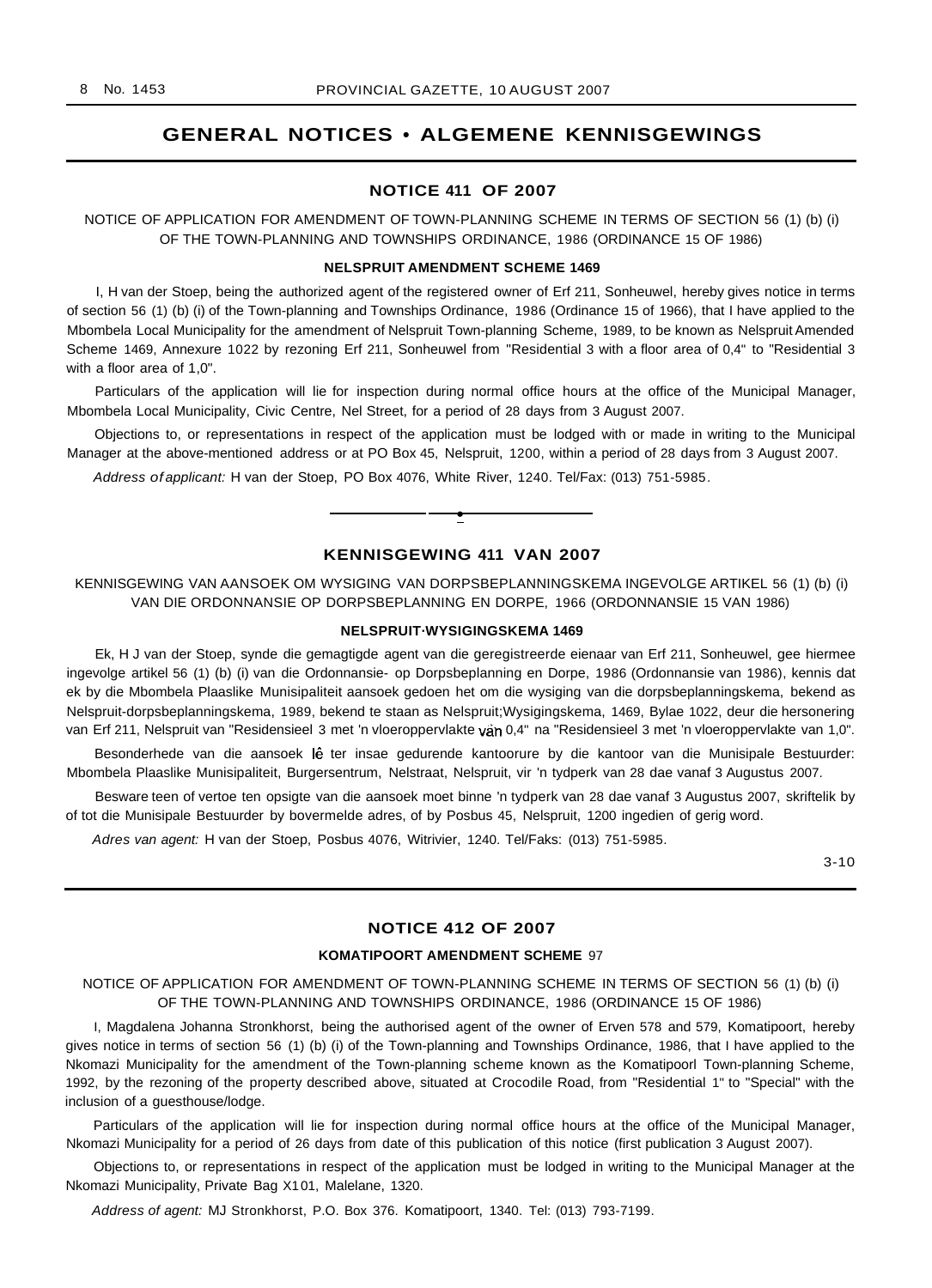# GENERAL NOTICES • ALGEMENE KENNISGEWINGS

## NOTICE 411 OF 2007

NOTICE OF APPLICATION FOR AMENDMENT OF TOWN-PLANNING SCHEME IN TERMS OF SECTION 56 (1) (b) (i) OF THE TOWN-PLANNING AND TOWNSHIPS ORDINANCE, 1986 (ORDINANCE 15 OF 1986)

**NELSPRUIT AMENDMENT SCHEME 1469**

I, H van der Stoep, being the authorized agent of the registered owner of Erf 211, Sonheuwel, hereby gives notice in terms of section 56 (1) (b) (i) of the Town-planning and Townships Ordinance, 1986 (Ordinance 15 of 1966), that I have applied to the Mbombela Local Municipality for the amendment of Nelspruit Town-planning Scheme, 1989, to be known as Nelspruit Amended Scheme 1469, Annexure 1022 by rezoning Erf 211, Sonheuwel from "Residential 3 with a floor area of 0,4" to "Residential 3 with a floor area of 1,0".

Particulars of the application will lie for inspection during normal office hours at the office of the Municipal Manager, Mbombela Local Municipality, Civic Centre, Nel Street, for a period of 28 days from 3 August 2007.

Objections to, or representations in respect of the application must be lodged with or made in writing to the Municipal Manager at the above-mentioned address or at PO Box 45, Nelspruit, 1200, within a period of 28 days from 3 August 2007.

*Address of applicant:* H van der Stoep, PO Box 4076, White River, 1240. Tel/Fax: (013) 751-5985.

## KENNISGEWING 411 VAN 2007

KENNISGEWING VAN AANSOEK OM WYSIGING VAN DORPSBEPLANNINGSKEMA INGEVOLGE ARTIKEL 56 (1) (b) (i) VAN DIE ORDONNANSIE OP DORPSBEPLANNING EN DORPE, 1966 (ORDONNANSIE 15 VAN 1986)

**NELSPRUIT-WYSIGINGSKEMA 1469**

Ek, H J van der Stoep, synde die gemagtigde agent van die geregistreerde eienaar van Erf 211, Sonheuwel, gee hiermee ingevolge artikel 56 (1) (b) (i) van die Ordonnansie- op Dorpsbeplanning en Dorpe, 1986 (Ordonnansie van 1986), kennis dat ek by die Mbombela Plaaslike Munisipaliteit aansoek gedoen het om die wysiging van die dorpsbeplanningskema, bekend as Nelspruit-dorpsbeplanningskema, 1989, bekend te staan as Nelspruit;Wysigingskema, 1469, Bylae 1022, deur die hersonering van Erf 211, Nelspruit van "Residensieel 3 met 'n vloeroppervlakte van 0,4" na "Residensieel 3 met 'n vloeroppervlakte van 1,0".

Besonderhede van die aansoek lê ter insae gedurende kantoorure by die kantoor van die Munisipale Bestuurder: Mbombela Plaaslike Munisipaliteit, Burgersentrum, Nelstraat, Nelspruit, vir 'n tydperk van 28 dae vanaf 3 Augustus 2007.

Besware teen of vertoe ten opsigte van die aansoek moet binne 'n tydperk van 28 dae vanaf 3 Augustus 2007, skriftelik by of tot die Munisipale Bestuurder by bovermelde adres, of by Posbus 45, Nelspruit, 1200 ingedien of gerig word.

*Adres van agent:* H van der Stoep, Posbus 4076, Witrivier, 1240. Tel/Faks: (013) 751-5985.

3-10

## NOTICE 412 OF 2007

**KOMATIPOORT AMENDMENT SCHEME 97**

NOTICE OF APPLICATION FOR AMENDMENT OF TOWN-PLANNING SCHEME IN TERMS OF SECTION 56 (1) (b) (i) OF THE TOWN-PLANNING AND TOWNSHIPS ORDINANCE, 1986 (ORDINANCE 15 OF 1986)

I, Magdalena Johanna Stronkhorst, being the authorised agent of the owner of Erven 578 and 579, Komatipoort, hereby gives notice in terms of section 56 (1) (b) (i) of the Town-planning and Townships Ordinance, 1986, that I have applied to the Nkomazi Municipality for the amendment of the Town-planning scheme known as the Komatipoorl Town-planning Scheme, 1992, by the rezoning of the property described above, situated at Crocodile Road, from "Residential 1" to "Special" with the inclusion of a guesthouse/lodge.

Particulars of the application will lie for inspection during normal office hours at the office of the Municipal Manager, Nkomazi Municipality for a period of 26 days from date of this publication of this notice (first publication 3 August 2007).

Objections to, or representations in respect of the application must be lodged in writing to the Municipal Manager at the Nkomazi Municipality, Private Bag X101, Malelane, 1320.

*Address of agent:* MJ Stronkhorst, P.O. Box 376. Komatipoort, 1340. Tel: (013) 793-7199.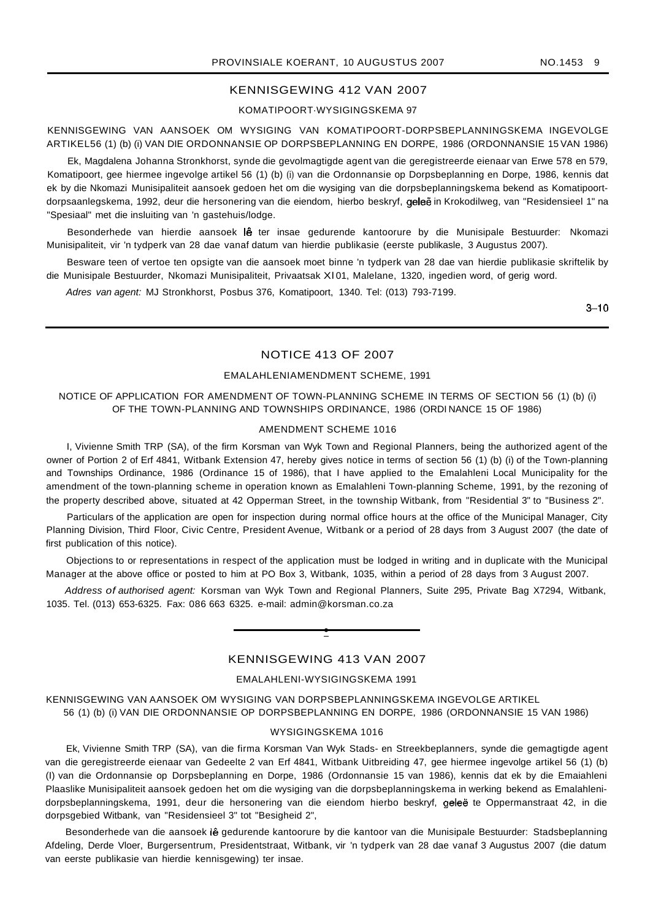## KENNISGEWING 412 VAN 2007

### KOMATIPOORT-WYSIGINGSKEMA 97

KENNISGEWING VAN AANSOEK OM WYSIGING VAN KOMATIPOORT-DORPSBEPLANNINGSKEMA INGEVOLGE ARTIKEL56 (1) (b) (i) VAN DIE ORDONNANSIE OP DORPSBEPLANNING EN DORPE, 1986 (ORDONNANSIE 15 VAN 1986)

Ek, Magdalena Johanna Stronkhorst, synde die gevolmagtigde agent van die geregistreerde eienaar van Erwe 578 en 579, Komatipoort, gee hiermee ingevolge artikel 56 (1) (b) (i) van die Ordonnansie op Dorpsbeplanning en Dorpe, 1986, kennis dat ek by die Nkomazi Munisipaliteit aansoek gedoen het om die wysiging van die dorpsbeplanningskema bekend as Komatipoort-dorpsaanlegskema, 1992, deur die hersonering van die eiendom, hierbo beskryf, geleë in Krokodilweg, van "Residensieel 1" na "Spesiaal" met die insluiting van 'n gastehuis/lodge.

Besonderhede van hierdie aansoek lê ter insae gedurende kantoorure by die Munisipale Bestuurder: Nkomazi Munisipaliteit, vir 'n tydperk van 28 dae vanaf datum van hierdie publikasie (eerste publikasie, 3 Augustus 2007).

Besware teen of vertoe ten opsigte van die aansoek moet binne 'n tydperk van 28 dae van hierdie publikasie skriftelik by die Munisipale Bestuurder, Nkomazi Munisipaliteit, Privaatsak X101, Malelane, 1320, ingedien word, of gerig word.

*Adres van agent:* MJ Stronkhorst, Posbus 376, Komatipoort, 1340. Tel: (013) 793-7199.

3–10

---

## NOTICE 413 OF 2007

### EMALAHLENIAMENDMENT SCHEME, 1991

NOTICE OF APPLICATION FOR AMENDMENT OF TOWN-PLANNING SCHEME IN TERMS OF SECTION 56 (1) (b) (i) OF THE TOWN-PLANNING AND TOWNSHIPS ORDINANCE, 1986 (ORDINANCE 15 OF 1986)

### AMENDMENT SCHEME 1016

I, Vivienne Smith TRP (SA), of the firm Korsman van Wyk Town and Regional Planners, being the authorized agent of the owner of Portion 2 of Erf 4841, Witbank Extension 47, hereby gives notice in terms of section 56 (1) (b) (i) of the Town-planning and Townships Ordinance, 1986 (Ordinance 15 of 1986), that I have applied to the Emalahleni Local Municipality for the amendment of the town-planning scheme in operation known as Emalahleni Town-planning Scheme, 1991, by the rezoning of the property described above, situated at 42 Opperman Street, in the township Witbank, from "Residential 3" to "Business 2".

Particulars of the application are open for inspection during normal office hours at the office of the Municipal Manager, City Planning Division, Third Floor, Civic Centre, President Avenue, Witbank or a period of 28 days from 3 August 2007 (the date of first publication of this notice).

Objections to or representations in respect of the application must be lodged in writing and in duplicate with the Municipal Manager at the above office or posted to him at PO Box 3, Witbank, 1035, within a period of 28 days from 3 August 2007.

*Address of authorised agent:* Korsman van Wyk Town and Regional Planners, Suite 295, Private Bag X7294, Witbank, 1035. Tel. (013) 653-6325. Fax: 086 663 6325. e-mail: admin@korsman.co.za

---

## KENNISGEWING 413 VAN 2007

### EMALAHLENI-WYSIGINGSKEMA 1991

KENNISGEWING VAN AANSOEK OM WYSIGING VAN DORPSBEPLANNINGSKEMA INGEVOLGE ARTIKEL 56 (1) (b) (i) VAN DIE ORDONNANSIE OP DORPSBEPLANNING EN DORPE, 1986 (ORDONNANSIE 15 VAN 1986)

### WYSIGINGSKEMA 1016

Ek, Vivienne Smith TRP (SA), van die firma Korsman Van Wyk Stads- en Streekbeplanners, synde die gemagtigde agent van die geregistreerde eienaar van Gedeelte 2 van Erf 4841, Witbank Uitbreiding 47, gee hiermee ingevolge artikel 56 (1) (b) (I) van die Ordonnansie op Dorpsbeplanning en Dorpe, 1986 (Ordonnansie 15 van 1986), kennis dat ek by die Emaiahleni Plaaslike Munisipaliteit aansoek gedoen het om die wysiging van die dorpsbeplanningskema in werking bekend as Emalahleni-dorpsbeplanningskema, 1991, deur die hersonering van die eiendom hierbo beskryf, geleë te Oppermanstraat 42, in die dorpsgebied Witbank, van "Residensieel 3" tot "Besigheid 2",

Besonderhede van die aansoek lê gedurende kantoorure by die kantoor van die Munisipale Bestuurder: Stadsbeplanning Afdeling, Derde Vloer, Burgersentrum, Presidentstraat, Witbank, vir 'n tydperk van 28 dae vanaf 3 Augustus 2007 (die datum van eerste publikasie van hierdie kennisgewing) ter insae.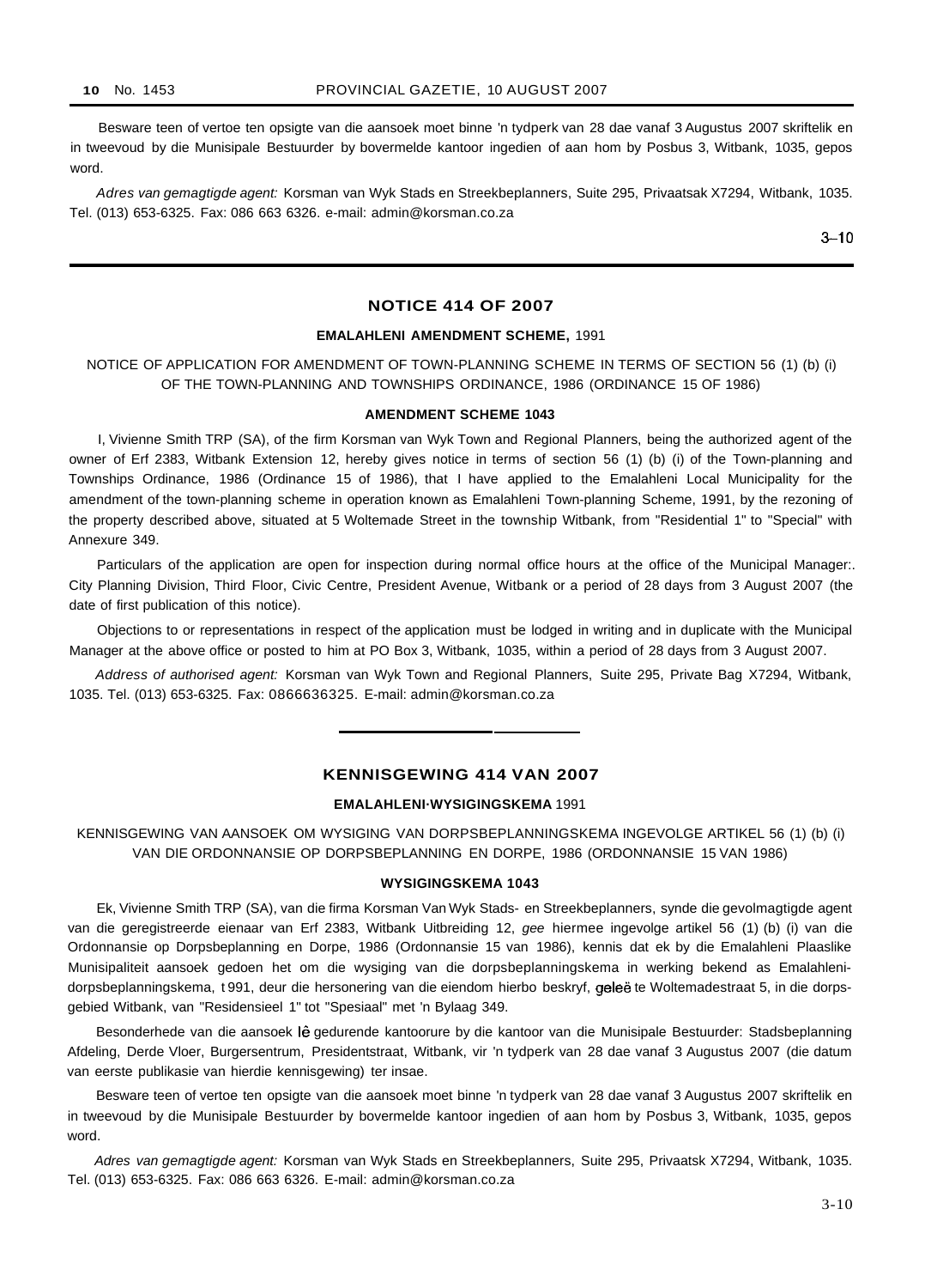Besware teen of vertoe ten opsigte van die aansoek moet binne 'n tydperk van 28 dae vanaf 3 Augustus 2007 skriftelik en in tweevoud by die Munisipale Bestuurder by bovermelde kantoor ingedien of aan hom by Posbus 3, Witbank, 1035, gepos word.

*Adres van gemagtigde agent:* Korsman van Wyk Stads en Streekbeplanners, Suite 295, Privaatsak X7294, Witbank, 1035. Tel. (013) 653-6325. Fax: 086 663 6326. e-mail: admin@korsman.co.za

3–10

## NOTICE 414 OF 2007

**EMALAHLENI AMENDMENT SCHEME,** 1991

NOTICE OF APPLICATION FOR AMENDMENT OF TOWN-PLANNING SCHEME IN TERMS OF SECTION 56 (1) (b) (i) OF THE TOWN-PLANNING AND TOWNSHIPS ORDINANCE, 1986 (ORDINANCE 15 OF 1986)

**AMENDMENT SCHEME 1043**

I, Vivienne Smith TRP (SA), of the firm Korsman van Wyk Town and Regional Planners, being the authorized agent of the owner of Erf 2383, Witbank Extension 12, hereby gives notice in terms of section 56 (1) (b) (i) of the Town-planning and Townships Ordinance, 1986 (Ordinance 15 of 1986), that I have applied to the Emalahleni Local Municipality for the amendment of the town-planning scheme in operation known as Emalahleni Town-planning Scheme, 1991, by the rezoning of the property described above, situated at 5 Woltemade Street in the township Witbank, from "Residential 1" to "Special" with Annexure 349.

Particulars of the application are open for inspection during normal office hours at the office of the Municipal Manager:. City Planning Division, Third Floor, Civic Centre, President Avenue, Witbank or a period of 28 days from 3 August 2007 (the date of first publication of this notice).

Objections to or representations in respect of the application must be lodged in writing and in duplicate with the Municipal Manager at the above office or posted to him at PO Box 3, Witbank, 1035, within a period of 28 days from 3 August 2007.

*Address of authorised agent:* Korsman van Wyk Town and Regional Planners, Suite 295, Private Bag X7294, Witbank, 1035. Tel. (013) 653-6325. Fax: 0866636325. E-mail: admin@korsman.co.za

## KENNISGEWING 414 VAN 2007

**EMALAHLENI·WYSIGINGSKEMA** 1991

KENNISGEWING VAN AANSOEK OM WYSIGING VAN DORPSBEPLANNINGSKEMA INGEVOLGE ARTIKEL 56 (1) (b) (i) VAN DIE ORDONNANSIE OP DORPSBEPLANNING EN DORPE, 1986 (ORDONNANSIE 15 VAN 1986)

**WYSIGINGSKEMA 1043**

Ek, Vivienne Smith TRP (SA), van die firma Korsman Van Wyk Stads- en Streekbeplanners, synde die gevolmagtigde agent van die geregistreerde eienaar van Erf 2383, Witbank Uitbreiding 12, *gee* hiermee ingevolge artikel 56 (1) (b) (i) van die Ordonnansie op Dorpsbeplanning en Dorpe, 1986 (Ordonnansie 15 van 1986), kennis dat ek by die Emalahleni Plaaslike Munisipaliteit aansoek gedoen het om die wysiging van die dorpsbeplanningskema in werking bekend as Emalahleni-dorpsbeplanningskema, t 991, deur die hersonering van die eiendom hierbo beskryf, geleë te Woltemadestraat 5, in die dorpsgebied Witbank, van "Residensieel 1" tot "Spesiaal" met 'n Bylaag 349.

Besonderhede van die aansoek lê gedurende kantoorure by die kantoor van die Munisipale Bestuurder: Stadsbeplanning Afdeling, Derde Vloer, Burgersentrum, Presidentstraat, Witbank, vir 'n tydperk van 28 dae vanaf 3 Augustus 2007 (die datum van eerste publikasie van hierdie kennisgewing) ter insae.

Besware teen of vertoe ten opsigte van die aansoek moet binne 'n tydperk van 28 dae vanaf 3 Augustus 2007 skriftelik en in tweevoud by die Munisipale Bestuurder by bovermelde kantoor ingedien of aan hom by Posbus 3, Witbank, 1035, gepos word.

*Adres van gemagtigde agent:* Korsman van Wyk Stads en Streekbeplanners, Suite 295, Privaatsk X7294, Witbank, 1035. Tel. (013) 653-6325. Fax: 086 663 6326. E-mail: admin@korsman.co.za

3-10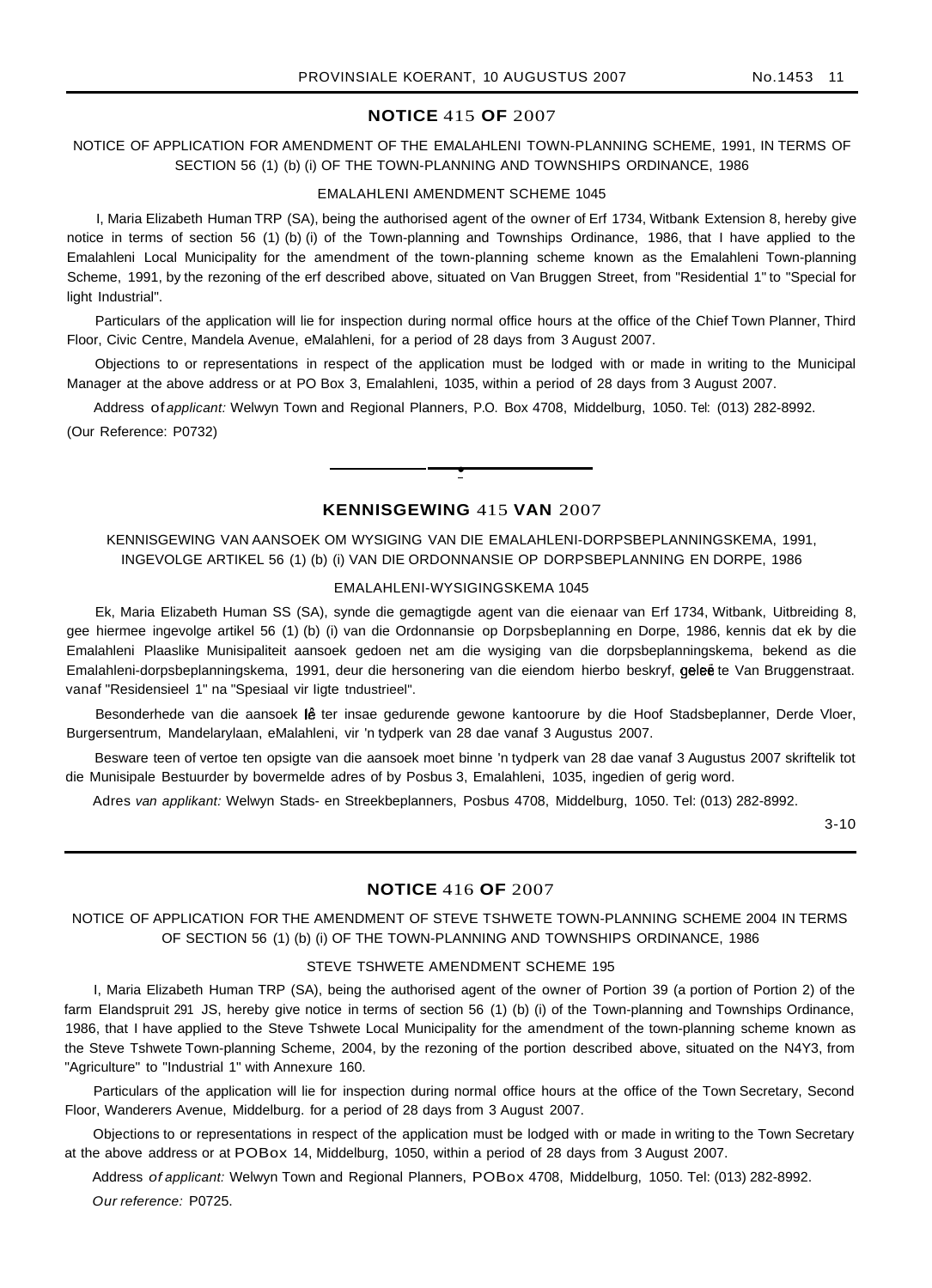## NOTICE 415 OF 2007

NOTICE OF APPLICATION FOR AMENDMENT OF THE EMALAHLENI TOWN-PLANNING SCHEME, 1991, IN TERMS OF SECTION 56 (1) (b) (i) OF THE TOWN-PLANNING AND TOWNSHIPS ORDINANCE, 1986

EMALAHLENI AMENDMENT SCHEME 1045

I, Maria Elizabeth Human TRP (SA), being the authorised agent of the owner of Erf 1734, Witbank Extension 8, hereby give notice in terms of section 56 (1) (b) (i) of the Town-planning and Townships Ordinance, 1986, that I have applied to the Emalahleni Local Municipality for the amendment of the town-planning scheme known as the Emalahleni Town-planning Scheme, 1991, by the rezoning of the erf described above, situated on Van Bruggen Street, from "Residential 1" to "Special for light Industrial".

Particulars of the application will lie for inspection during normal office hours at the office of the Chief Town Planner, Third Floor, Civic Centre, Mandela Avenue, eMalahleni, for a period of 28 days from 3 August 2007.

Objections to or representations in respect of the application must be lodged with or made in writing to the Municipal Manager at the above address or at PO Box 3, Emalahleni, 1035, within a period of 28 days from 3 August 2007.

Address of *applicant:* Welwyn Town and Regional Planners, P.O. Box 4708, Middelburg, 1050. Tel: (013) 282-8992.

(Our Reference: P0732)

---

## KENNISGEWING 415 VAN 2007

KENNISGEWING VAN AANSOEK OM WYSIGING VAN DIE EMALAHLENI-DORPSBEPLANNINGSKEMA, 1991, INGEVOLGE ARTIKEL 56 (1) (b) (i) VAN DIE ORDONNANSIE OP DORPSBEPLANNING EN DORPE, 1986

EMALAHLENI-WYSIGINGSKEMA 1045

Ek, Maria Elizabeth Human SS (SA), synde die gemagtigde agent van die eienaar van Erf 1734, Witbank, Uitbreiding 8, gee hiermee ingevolge artikel 56 (1) (b) (i) van die Ordonnansie op Dorpsbeplanning en Dorpe, 1986, kennis dat ek by die Emalahleni Plaaslike Munisipaliteit aansoek gedoen net am die wysiging van die dorpsbeplanningskema, bekend as die Emalahleni-dorpsbeplanningskema, 1991, deur die hersonering van die eiendom hierbo beskryf, geleë te Van Bruggenstraat. vanaf "Residensieel 1" na "Spesiaal vir Iigte tndustrieel".

Besonderhede van die aansoek lê ter insae gedurende gewone kantoorure by die Hoof Stadsbeplanner, Derde Vloer, Burgersentrum, Mandelarylaan, eMalahleni, vir 'n tydperk van 28 dae vanaf 3 Augustus 2007.

Besware teen of vertoe ten opsigte van die aansoek moet binne 'n tydperk van 28 dae vanaf 3 Augustus 2007 skriftelik tot die Munisipale Bestuurder by bovermelde adres of by Posbus 3, Emalahleni, 1035, ingedien of gerig word.

Adres *van applikant:* Welwyn Stads- en Streekbeplanners, Posbus 4708, Middelburg, 1050. Tel: (013) 282-8992.

3-10

---

## NOTICE 416 OF 2007

NOTICE OF APPLICATION FOR THE AMENDMENT OF STEVE TSHWETE TOWN-PLANNING SCHEME 2004 IN TERMS OF SECTION 56 (1) (b) (i) OF THE TOWN-PLANNING AND TOWNSHIPS ORDINANCE, 1986

STEVE TSHWETE AMENDMENT SCHEME 195

I, Maria Elizabeth Human TRP (SA), being the authorised agent of the owner of Portion 39 (a portion of Portion 2) of the farm Elandspruit 291 JS, hereby give notice in terms of section 56 (1) (b) (i) of the Town-planning and Townships Ordinance, 1986, that I have applied to the Steve Tshwete Local Municipality for the amendment of the town-planning scheme known as the Steve Tshwete Town-planning Scheme, 2004, by the rezoning of the portion described above, situated on the N4Y3, from "Agriculture" to "Industrial 1" with Annexure 160.

Particulars of the application will lie for inspection during normal office hours at the office of the Town Secretary, Second Floor, Wanderers Avenue, Middelburg. for a period of 28 days from 3 August 2007.

Objections to or representations in respect of the application must be lodged with or made in writing to the Town Secretary at the above address or at POBox 14, Middelburg, 1050, within a period of 28 days from 3 August 2007.

Address *of applicant:* Welwyn Town and Regional Planners, POBox 4708, Middelburg, 1050. Tel: (013) 282-8992.

*Our reference:* P0725.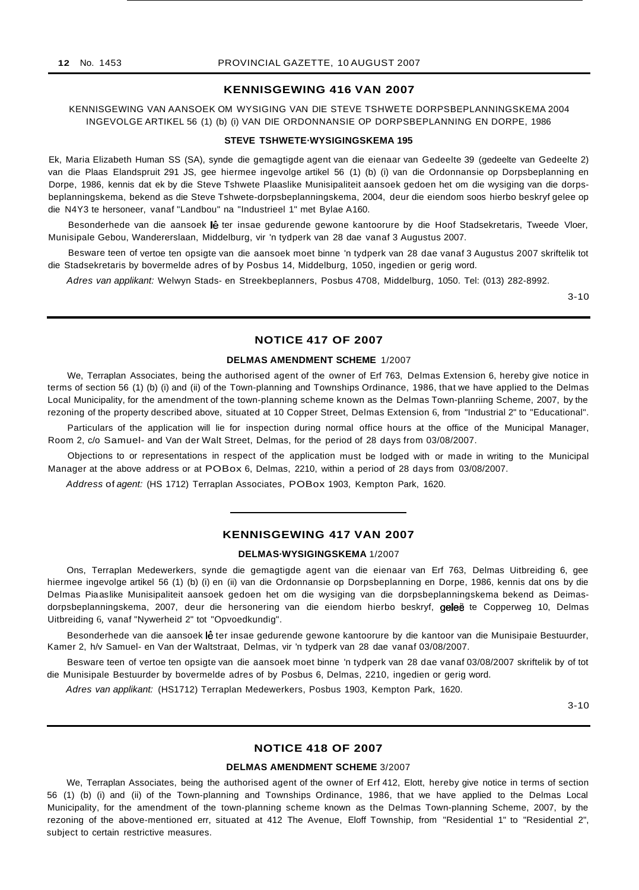## KENNISGEWING 416 VAN 2007

KENNISGEWING VAN AANSOEK OM WYSIGING VAN DIE STEVE TSHWETE DORPSBEPLANNINGSKEMA 2004 INGEVOLGE ARTIKEL 56 (1) (b) (i) VAN DIE ORDONNANSIE OP DORPSBEPLANNING EN DORPE, 1986

**STEVE TSHWETE-WYSIGINGSKEMA 195**

Ek, Maria Elizabeth Human SS (SA), synde die gemagtigde agent van die eienaar van Gedeelte 39 (gedeelte van Gedeelte 2) van die Plaas Elandspruit 291 JS, gee hiermee ingevolge artikel 56 (1) (b) (i) van die Ordonnansie op Dorpsbeplanning en Dorpe, 1986, kennis dat ek by die Steve Tshwete Plaaslike Munisipaliteit aansoek gedoen het om die wysiging van die dorpsbeplanningskema, bekend as die Steve Tshwete-dorpsbeplanningskema, 2004, deur die eiendom soos hierbo beskryf gelee op die N4Y3 te hersoneer, vanaf "Landbou" na "Industrieel 1" met Bylae A160.

Besonderhede van die aansoek lê ter insae gedurende gewone kantoorure by die Hoof Stadsekretaris, Tweede Vloer, Munisipale Gebou, Wandererslaan, Middelburg, vir 'n tydperk van 28 dae vanaf 3 Augustus 2007.

Besware teen of vertoe ten opsigte van die aansoek moet binne 'n tydperk van 28 dae vanaf 3 Augustus 2007 skriftelik tot die Stadsekretaris by bovermelde adres of by Posbus 14, Middelburg, 1050, ingedien or gerig word.

*Adres van applikant:* Welwyn Stads- en Streekbeplanners, Posbus 4708, Middelburg, 1050. Tel: (013) 282-8992.

3-10

## NOTICE 417 OF 2007

**DELMAS AMENDMENT SCHEME** 1/2007

We, Terraplan Associates, being the authorised agent of the owner of Erf 763, Delmas Extension 6, hereby give notice in terms of section 56 (1) (b) (i) and (ii) of the Town-planning and Townships Ordinance, 1986, that we have applied to the Delmas Local Municipality, for the amendment of the town-planning scheme known as the Delmas Town-planriing Scheme, 2007, by the rezoning of the property described above, situated at 10 Copper Street, Delmas Extension 6, from "Industrial 2" to "Educational".

Particulars of the application will lie for inspection during normal office hours at the office of the Municipal Manager, Room 2, c/o Samuel- and Van der Walt Street, Delmas, for the period of 28 days from 03/08/2007.

Objections to or representations in respect of the application must be lodged with or made in writing to the Municipal Manager at the above address or at POBox 6, Delmas, 2210, within a period of 28 days from 03/08/2007.

*Address of agent:* (HS 1712) Terraplan Associates, POBox 1903, Kempton Park, 1620.

## KENNISGEWING 417 VAN 2007

**DELMAS-WYSIGINGSKEMA** 1/2007

Ons, Terraplan Medewerkers, synde die gemagtigde agent van die eienaar van Erf 763, Delmas Uitbreiding 6, gee hiermee ingevolge artikel 56 (1) (b) (i) en (ii) van die Ordonnansie op Dorpsbeplanning en Dorpe, 1986, kennis dat ons by die Delmas Piaaslike Munisipaliteit aansoek gedoen het om die wysiging van die dorpsbeplanningskema bekend as Deimas-dorpsbeplanningskema, 2007, deur die hersonering van die eiendom hierbo beskryf, geleë te Copperweg 10, Delmas Uitbreiding 6, vanaf "Nywerheid 2" tot "Opvoedkundig".

Besonderhede van die aansoek lê ter insae gedurende gewone kantoorure by die kantoor van die Munisipaie Bestuurder, Kamer 2, h/v Samuel- en Van der Waltstraat, Delmas, vir 'n tydperk van 28 dae vanaf 03/08/2007.

Besware teen of vertoe ten opsigte van die aansoek moet binne 'n tydperk van 28 dae vanaf 03/08/2007 skriftelik by of tot die Munisipale Bestuurder by bovermelde adres of by Posbus 6, Delmas, 2210, ingedien or gerig word.

*Adres van applikant:* (HS1712) Terraplan Medewerkers, Posbus 1903, Kempton Park, 1620.

3-10

## NOTICE 418 OF 2007

**DELMAS AMENDMENT SCHEME** 3/2007

We, Terraplan Associates, being the authorised agent of the owner of Erf 412, Elott, hereby give notice in terms of section 56 (1) (b) (i) and (ii) of the Town-planning and Townships Ordinance, 1986, that we have applied to the Delmas Local Municipality, for the amendment of the town-planning scheme known as the Delmas Town-planning Scheme, 2007, by the rezoning of the above-mentioned err, situated at 412 The Avenue, Eloff Township, from "Residential 1" to "Residential 2", subject to certain restrictive measures.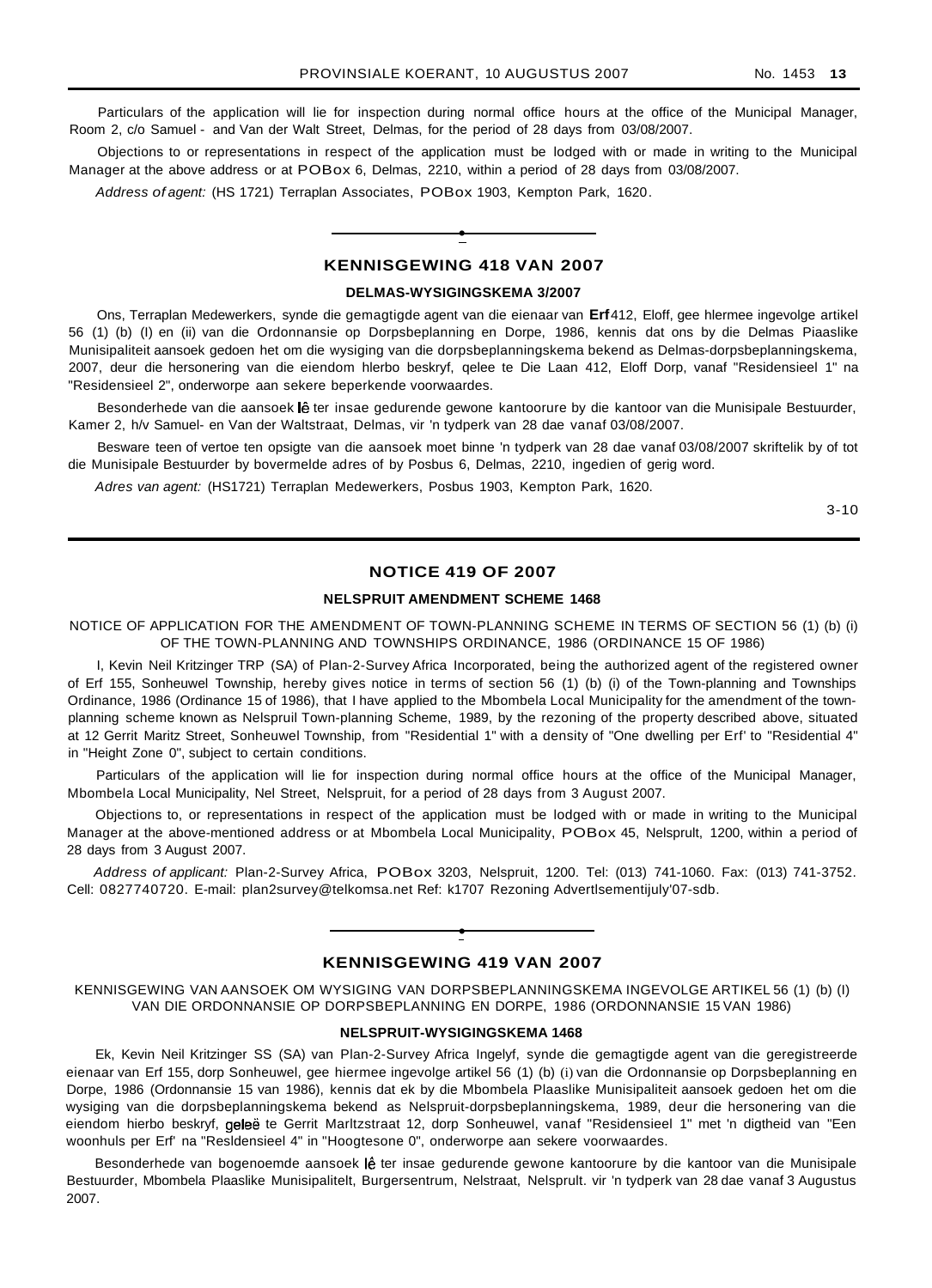Particulars of the application will lie for inspection during normal office hours at the office of the Municipal Manager, Room 2, c/o Samuel - and Van der Walt Street, Delmas, for the period of 28 days from 03/08/2007.

Objections to or representations in respect of the application must be lodged with or made in writing to the Municipal Manager at the above address or at POBox 6, Delmas, 2210, within a period of 28 days from 03/08/2007.

*Address of agent:* (HS 1721) Terraplan Associates, POBox 1903, Kempton Park, 1620.

---

## KENNISGEWING 418 VAN 2007

### DELMAS-WYSIGINGSKEMA 3/2007

Ons, Terraplan Medewerkers, synde die gemagtigde agent van die eienaar van **Erf** 412, Eloff, gee hlermee ingevolge artikel 56 (1) (b) (I) en (ii) van die Ordonnansie op Dorpsbeplanning en Dorpe, 1986, kennis dat ons by die Delmas Piaaslike Munisipaliteit aansoek gedoen het om die wysiging van die dorpsbeplanningskema bekend as Delmas-dorpsbeplanningskema, 2007, deur die hersonering van die eiendom hlerbo beskryf, qelee te Die Laan 412, Eloff Dorp, vanaf "Residensieel 1" na "Residensieel 2", onderworpe aan sekere beperkende voorwaardes.

Besonderhede van die aansoek lê ter insae gedurende gewone kantoorure by die kantoor van die Munisipale Bestuurder, Kamer 2, h/v Samuel- en Van der Waltstraat, Delmas, vir 'n tydperk van 28 dae vanaf 03/08/2007.

Besware teen of vertoe ten opsigte van die aansoek moet binne 'n tydperk van 28 dae vanaf 03/08/2007 skriftelik by of tot die Munisipale Bestuurder by bovermelde adres of by Posbus 6, Delmas, 2210, ingedien of gerig word.

*Adres van agent:* (HS1721) Terraplan Medewerkers, Posbus 1903, Kempton Park, 1620.

3-10

---

## NOTICE 419 OF 2007

### NELSPRUIT AMENDMENT SCHEME 1468

NOTICE OF APPLICATION FOR THE AMENDMENT OF TOWN-PLANNING SCHEME IN TERMS OF SECTION 56 (1) (b) (i) OF THE TOWN-PLANNING AND TOWNSHIPS ORDINANCE, 1986 (ORDINANCE 15 OF 1986)

I, Kevin Neil Kritzinger TRP (SA) of Plan-2-Survey Africa Incorporated, being the authorized agent of the registered owner of Erf 155, Sonheuwel Township, hereby gives notice in terms of section 56 (1) (b) (i) of the Town-planning and Townships Ordinance, 1986 (Ordinance 15 of 1986), that I have applied to the Mbombela Local Municipality for the amendment of the town-planning scheme known as Nelspruil Town-planning Scheme, 1989, by the rezoning of the property described above, situated at 12 Gerrit Maritz Street, Sonheuwel Township, from "Residential 1" with a density of "One dwelling per Erf' to "Residential 4" in "Height Zone 0", subject to certain conditions.

Particulars of the application will lie for inspection during normal office hours at the office of the Municipal Manager, Mbombela Local Municipality, Nel Street, Nelspruit, for a period of 28 days from 3 August 2007.

Objections to, or representations in respect of the application must be lodged with or made in writing to the Municipal Manager at the above-mentioned address or at Mbombela Local Municipality, POBox 45, Nelsprult, 1200, within a period of 28 days from 3 August 2007.

*Address of applicant:* Plan-2-Survey Africa, POBox 3203, Nelspruit, 1200. Tel: (013) 741-1060. Fax: (013) 741-3752. Cell: 0827740720. E-mail: plan2survey@telkomsa.net Ref: k1707 Rezoning Advertlsementijuly'07-sdb.

---

## KENNISGEWING 419 VAN 2007

KENNISGEWING VAN AANSOEK OM WYSIGING VAN DORPSBEPLANNINGSKEMA INGEVOLGE ARTIKEL 56 (1) (b) (I) VAN DIE ORDONNANSIE OP DORPSBEPLANNING EN DORPE, 1986 (ORDONNANSIE 15 VAN 1986)

### NELSPRUIT-WYSIGINGSKEMA 1468

Ek, Kevin Neil Kritzinger SS (SA) van Plan-2-Survey Africa Ingelyf, synde die gemagtigde agent van die geregistreerde eienaar van Erf 155, dorp Sonheuwel, gee hiermee ingevolge artikel 56 (1) (b) (i) van die Ordonnansie op Dorpsbeplanning en Dorpe, 1986 (Ordonnansie 15 van 1986), kennis dat ek by die Mbombela Plaaslike Munisipaliteit aansoek gedoen het om die wysiging van die dorpsbeplanningskema bekend as Nelspruit-dorpsbeplanningskema, 1989, deur die hersonering van die eiendom hierbo beskryf, geleë te Gerrit Marltzstraat 12, dorp Sonheuwel, vanaf "Residensieel 1" met 'n digtheid van "Een woonhuls per Erf' na "Resldensieel 4" in "Hoogtesone 0", onderworpe aan sekere voorwaardes.

Besonderhede van bogenoemde aansoek lê ter insae gedurende gewone kantoorure by die kantoor van die Munisipale Bestuurder, Mbombela Plaaslike Munisipalitelt, Burgersentrum, Nelstraat, Nelsprult. vir 'n tydperk van 28 dae vanaf 3 Augustus 2007.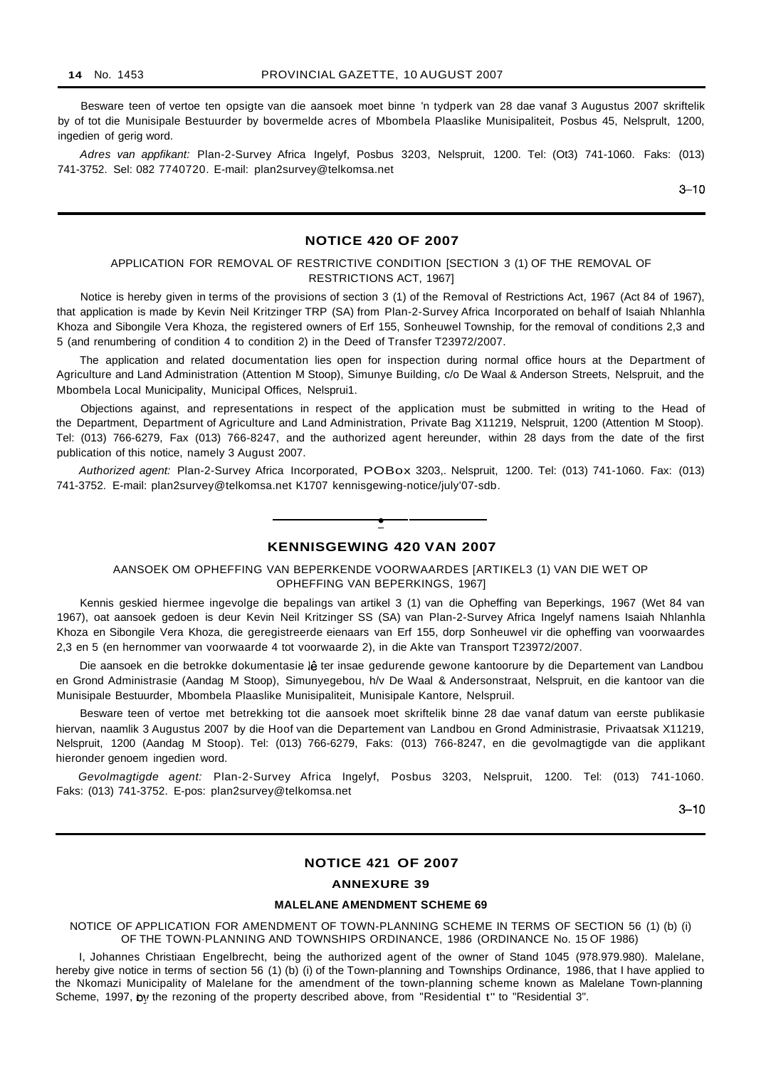Besware teen of vertoe ten opsigte van die aansoek moet binne 'n tydperk van 28 dae vanaf 3 Augustus 2007 skriftelik by of tot die Munisipale Bestuurder by bovermelde acres of Mbombela Plaaslike Munisipaliteit, Posbus 45, Nelsprult, 1200, ingedien of gerig word.

*Adres van appfikant:* Plan-2-Survey Africa Ingelyf, Posbus 3203, Nelsprult, 1200. Tel: (Ot3) 741-1060. Faks: (013) 741-3752. Sel: 082 7740720. E-mail: plan2survey@telkomsa.net

3–10

## NOTICE 420 OF 2007

APPLICATION FOR REMOVAL OF RESTRICTIVE CONDITION [SECTION 3 (1) OF THE REMOVAL OF RESTRICTIONS ACT, 1967]

Notice is hereby given in terms of the provisions of section 3 (1) of the Removal of Restrictions Act, 1967 (Act 84 of 1967), that application is made by Kevin Neil Kritzinger TRP (SA) from Plan-2-Survey Africa Incorporated on behalf of Isaiah Nhlanhla Khoza and Sibongile Vera Khoza, the registered owners of Erf 155, Sonheuwel Township, for the removal of conditions 2,3 and 5 (and renumbering of condition 4 to condition 2) in the Deed of Transfer T23972/2007.

The application and related documentation lies open for inspection during normal office hours at the Department of Agriculture and Land Administration (Attention M Stoop), Simunye Building, c/o De Waal & Anderson Streets, Nelspruit, and the Mbombela Local Municipality, Municipal Offices, Nelsprui1.

Objections against, and representations in respect of the application must be submitted in writing to the Head of the Department, Department of Agriculture and Land Administration, Private Bag X11219, Nelspruit, 1200 (Attention M Stoop). Tel: (013) 766-6279, Fax (013) 766-8247, and the authorized agent hereunder, within 28 days from the date of the first publication of this notice, namely 3 August 2007.

*Authorized agent:* Plan-2-Survey Africa Incorporated, POBox 3203,. Nelspruit, 1200. Tel: (013) 741-1060. Fax: (013) 741-3752. E-mail: plan2survey@telkomsa.net K1707 kennisgewing-notice/july'07-sdb.

## KENNISGEWING 420 VAN 2007

AANSOEK OM OPHEFFING VAN BEPERKENDE VOORWAARDES [ARTIKEL3 (1) VAN DIE WET OP OPHEFFING VAN BEPERKINGS, 1967]

Kennis geskied hiermee ingevolge die bepalings van artikel 3 (1) van die Opheffing van Beperkings, 1967 (Wet 84 van 1967), oat aansoek gedoen is deur Kevin Neil Kritzinger SS (SA) van Plan-2-Survey Africa Ingelyf namens Isaiah Nhlanhla Khoza en Sibongile Vera Khoza, die geregistreerde eienaars van Erf 155, dorp Sonheuwel vir die opheffing van voorwaardes 2,3 en 5 (en hernommer van voorwaarde 4 tot voorwaarde 2), in die Akte van Transport T23972/2007.

Die aansoek en die betrokke dokumentasie lê ter insae gedurende gewone kantoorure by die Departement van Landbou en Grond Administrasie (Aandag M Stoop), Simunyegebou, h/v De Waal & Andersonstraat, Nelspruit, en die kantoor van die Munisipale Bestuurder, Mbombela Plaaslike Munisipaliteit, Munisipale Kantore, Nelspruil.

Besware teen of vertoe met betrekking tot die aansoek moet skriftelik binne 28 dae vanaf datum van eerste publikasie hiervan, naamlik 3 Augustus 2007 by die Hoof van die Departement van Landbou en Grond Administrasie, Privaatsak X11219, Nelspruit, 1200 (Aandag M Stoop). Tel: (013) 766-6279, Faks: (013) 766-8247, en die gevolmagtigde van die applikant hieronder genoem ingedien word.

*Gevolmagtigde agent:* Plan-2-Survey Africa Ingelyf, Posbus 3203, Nelspruit, 1200. Tel: (013) 741-1060. Faks: (013) 741-3752. E-pos: plan2survey@telkomsa.net

3–10

## NOTICE 421 OF 2007

### ANNEXURE 39

### MALELANE AMENDMENT SCHEME 69

NOTICE OF APPLICATION FOR AMENDMENT OF TOWN-PLANNING SCHEME IN TERMS OF SECTION 56 (1) (b) (i) OF THE TOWN·PLANNING AND TOWNSHIPS ORDINANCE, 1986 (ORDINANCE No. 15 OF 1986)

I, Johannes Christiaan Engelbrecht, being the authorized agent of the owner of Stand 1045 (978.979.980). Malelane, hereby give notice in terms of section 56 (1) (b) (i) of the Town-planning and Townships Ordinance, 1986, that I have applied to the Nkomazi Municipality of Malelane for the amendment of the town-planning scheme known as Malelane Town-planning Scheme, 1997, by the rezoning of the property described above, from "Residential t" to "Residential 3".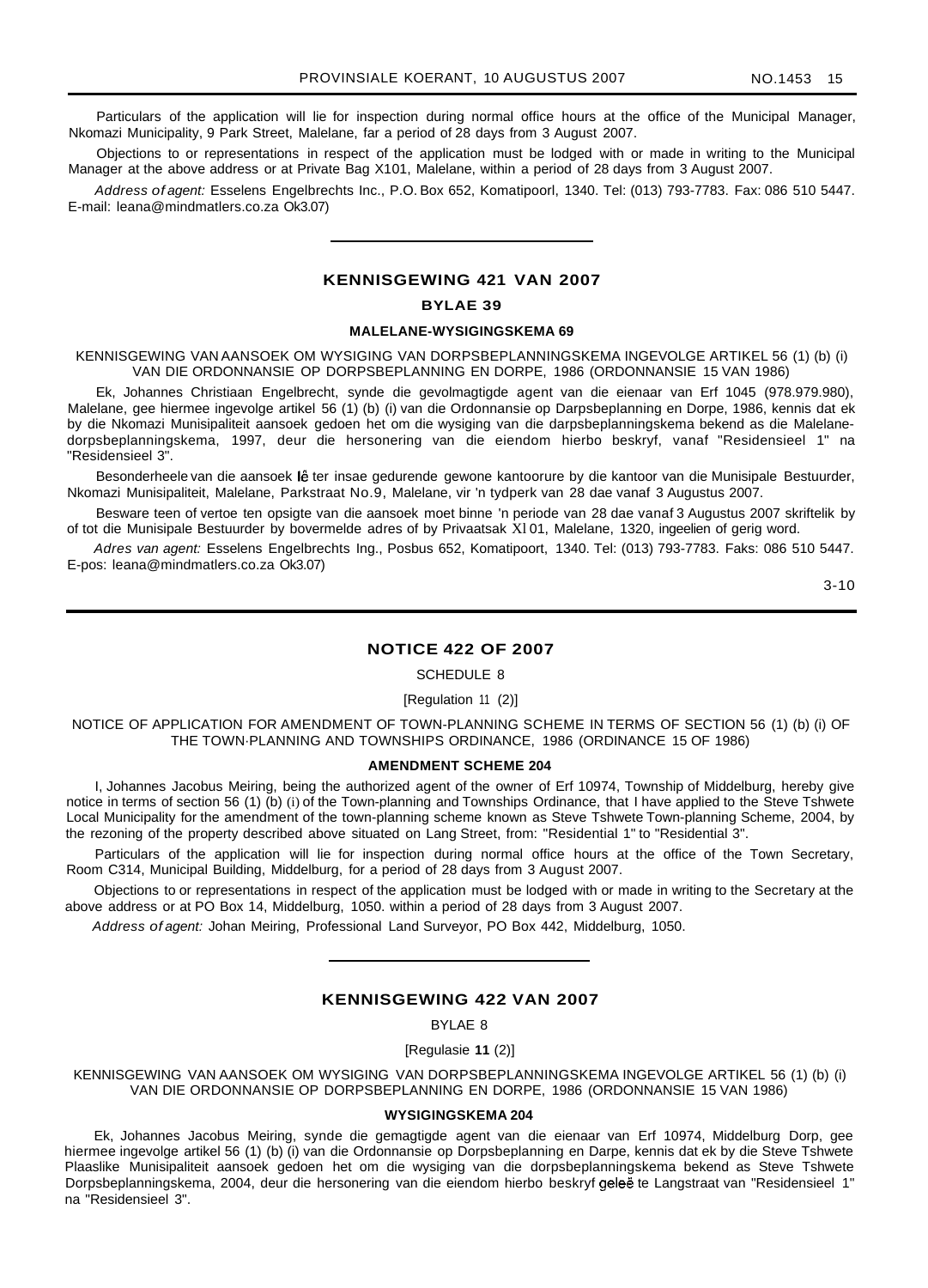Particulars of the application will lie for inspection during normal office hours at the office of the Municipal Manager, Nkomazi Municipality, 9 Park Street, Malelane, far a period of 28 days from 3 August 2007.

Objections to or representations in respect of the application must be lodged with or made in writing to the Municipal Manager at the above address or at Private Bag X101, Malelane, within a period of 28 days from 3 August 2007.

*Address of agent:* Esselens Engelbrechts Inc., P.O. Box 652, Komatipoorl, 1340. Tel: (013) 793-7783. Fax: 086 510 5447. E-mail: leana@mindmatlers.co.za Ok3.07)

---

## KENNISGEWING 421 VAN 2007

### BYLAE 39

#### MALELANE-WYSIGINGSKEMA 69

KENNISGEWING VAN AANSOEK OM WYSIGING VAN DORPSBEPLANNINGSKEMA INGEVOLGE ARTIKEL 56 (1) (b) (i) VAN DIE ORDONNANSIE OP DORPSBEPLANNING EN DORPE, 1986 (ORDONNANSIE 15 VAN 1986)

Ek, Johannes Christiaan Engelbrecht, synde die gevolmagtigde agent van die eienaar van Erf 1045 (978.979.980), Malelane, gee hiermee ingevolge artikel 56 (1) (b) (i) van die Ordonnansie op Darpsbeplanning en Dorpe, 1986, kennis dat ek by die Nkomazi Munisipaliteit aansoek gedoen het om die wysiging van die darpsbeplanningskema bekend as die Malelane-dorpsbeplanningskema, 1997, deur die hersonering van die eiendom hierbo beskryf, vanaf "Residensieel 1" na "Residensieel 3".

Besonderheele van die aansoek lê ter insae gedurende gewone kantoorure by die kantoor van die Munisipale Bestuurder, Nkomazi Munisipaliteit, Malelane, Parkstraat No.9, Malelane, vir 'n tydperk van 28 dae vanaf 3 Augustus 2007.

Besware teen of vertoe ten opsigte van die aansoek moet binne 'n periode van 28 dae vanaf 3 Augustus 2007 skriftelik by of tot die Munisipale Bestuurder by bovermelde adres of by Privaatsak Xl 01, Malelane, 1320, ingeelien of gerig word.

*Adres van agent:* Esselens Engelbrechts Ing., Posbus 652, Komatipoort, 1340. Tel: (013) 793-7783. Faks: 086 510 5447. E-pos: leana@mindmatlers.co.za Ok3.07)

3-10

---

## NOTICE 422 OF 2007

SCHEDULE 8

[Regulation 11 (2)]

NOTICE OF APPLICATION FOR AMENDMENT OF TOWN-PLANNING SCHEME IN TERMS OF SECTION 56 (1) (b) (i) OF THE TOWN·PLANNING AND TOWNSHIPS ORDINANCE, 1986 (ORDINANCE 15 OF 1986)

#### AMENDMENT SCHEME 204

I, Johannes Jacobus Meiring, being the authorized agent of the owner of Erf 10974, Township of Middelburg, hereby give notice in terms of section 56 (1) (b) (i) of the Town-planning and Townships Ordinance, that I have applied to the Steve Tshwete Local Municipality for the amendment of the town-planning scheme known as Steve Tshwete Town-planning Scheme, 2004, by the rezoning of the property described above situated on Lang Street, from: "Residential 1" to "Residential 3".

Particulars of the application will lie for inspection during normal office hours at the office of the Town Secretary, Room C314, Municipal Building, Middelburg, for a period of 28 days from 3 August 2007.

Objections to or representations in respect of the application must be lodged with or made in writing to the Secretary at the above address or at PO Box 14, Middelburg, 1050. within a period of 28 days from 3 August 2007.

*Address of agent:* Johan Meiring, Professional Land Surveyor, PO Box 442, Middelburg, 1050.

---

## KENNISGEWING 422 VAN 2007

BYLAE 8

[Regulasie **11** (2)]

KENNISGEWING VAN AANSOEK OM WYSIGING VAN DORPSBEPLANNINGSKEMA INGEVOLGE ARTIKEL 56 (1) (b) (i) VAN DIE ORDONNANSIE OP DORPSBEPLANNING EN DORPE, 1986 (ORDONNANSIE 15 VAN 1986)

#### WYSIGINGSKEMA 204

Ek, Johannes Jacobus Meiring, synde die gemagtigde agent van die eienaar van Erf 10974, Middelburg Dorp, gee hiermee ingevolge artikel 56 (1) (b) (i) van die Ordonnansie op Dorpsbeplanning en Darpe, kennis dat ek by die Steve Tshwete Plaaslike Munisipaliteit aansoek gedoen het om die wysiging van die dorpsbeplanningskema bekend as Steve Tshwete Dorpsbeplanningskema, 2004, deur die hersonering van die eiendom hierbo beskryf geleë te Langstraat van "Residensieel 1" na "Residensieel 3".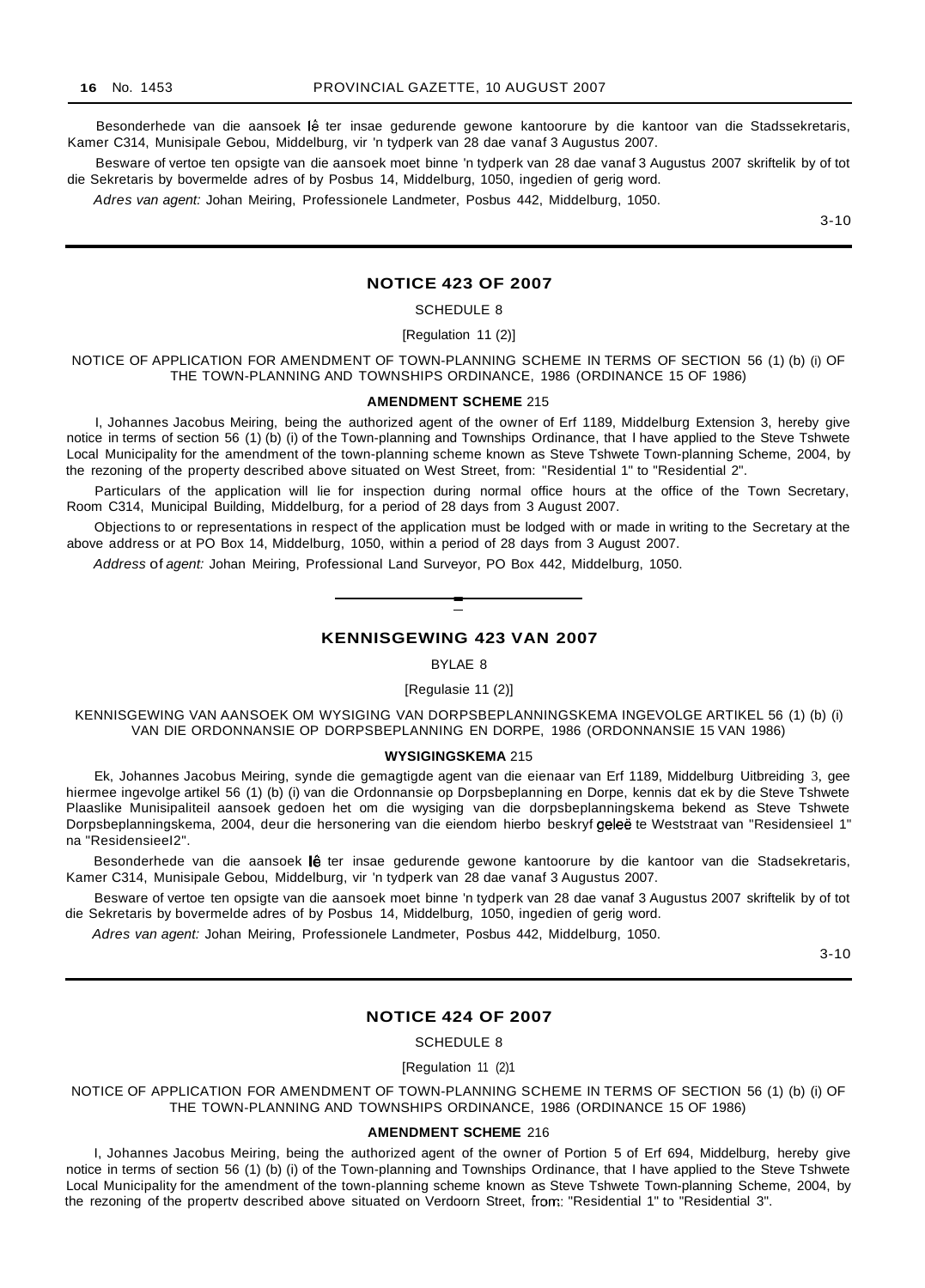Besonderhede van die aansoek lê ter insae gedurende gewone kantoorure by die kantoor van die Stadssekretaris, Kamer C314, Munisipale Gebou, Middelburg, vir 'n tydperk van 28 dae vanaf 3 Augustus 2007.

Besware of vertoe ten opsigte van die aansoek moet binne 'n tydperk van 28 dae vanaf 3 Augustus 2007 skriftelik by of tot die Sekretaris by bovermelde adres of by Posbus 14, Middelburg, 1050, ingedien of gerig word.

*Adres van agent:* Johan Meiring, Professionele Landmeter, Posbus 442, Middelburg, 1050.

3-10

---

## NOTICE 423 OF 2007

SCHEDULE 8

[Regulation 11 (2)]

NOTICE OF APPLICATION FOR AMENDMENT OF TOWN-PLANNING SCHEME IN TERMS OF SECTION 56 (1) (b) (i) OF THE TOWN-PLANNING AND TOWNSHIPS ORDINANCE, 1986 (ORDINANCE 15 OF 1986)

**AMENDMENT SCHEME** 215

I, Johannes Jacobus Meiring, being the authorized agent of the owner of Erf 1189, Middelburg Extension 3, hereby give notice in terms of section 56 (1) (b) (i) of the Town-planning and Townships Ordinance, that I have applied to the Steve Tshwete Local Municipality for the amendment of the town-planning scheme known as Steve Tshwete Town-planning Scheme, 2004, by the rezoning of the property described above situated on West Street, from: "Residential 1" to "Residential 2".

Particulars of the application will lie for inspection during normal office hours at the office of the Town Secretary, Room C314, Municipal Building, Middelburg, for a period of 28 days from 3 August 2007.

Objections to or representations in respect of the application must be lodged with or made in writing to the Secretary at the above address or at PO Box 14, Middelburg, 1050, within a period of 28 days from 3 August 2007.

*Address of agent:* Johan Meiring, Professional Land Surveyor, PO Box 442, Middelburg, 1050.

---

## KENNISGEWING 423 VAN 2007

BYLAE 8

[Regulasie 11 (2)]

KENNISGEWING VAN AANSOEK OM WYSIGING VAN DORPSBEPLANNINGSKEMA INGEVOLGE ARTIKEL 56 (1) (b) (i) VAN DIE ORDONNANSIE OP DORPSBEPLANNING EN DORPE, 1986 (ORDONNANSIE 15 VAN 1986)

**WYSIGINGSKEMA** 215

Ek, Johannes Jacobus Meiring, synde die gemagtigde agent van die eienaar van Erf 1189, Middelburg Uitbreiding 3, gee hiermee ingevolge artikel 56 (1) (b) (i) van die Ordonnansie op Dorpsbeplanning en Dorpe, kennis dat ek by die Steve Tshwete Plaaslike Munisipaliteit aansoek gedoen het om die wysiging van die dorpsbeplanningskema bekend as Steve Tshwete Dorpsbeplanningskema, 2004, deur die hersonering van die eiendom hierbo beskryf geleë te Weststraat van "Residensieel 1" na "Residensieel2".

Besonderhede van die aansoek lê ter insae gedurende gewone kantoorure by die kantoor van die Stadsekretaris, Kamer C314, Munisipale Gebou, Middelburg, vir 'n tydperk van 28 dae vanaf 3 Augustus 2007.

Besware of vertoe ten opsigte van die aansoek moet binne 'n tydperk van 28 dae vanaf 3 Augustus 2007 skriftelik by of tot die Sekretaris by bovermelde adres of by Posbus 14, Middelburg, 1050, ingedien of gerig word.

*Adres van agent:* Johan Meiring, Professionele Landmeter, Posbus 442, Middelburg, 1050.

3-10

---

## NOTICE 424 OF 2007

SCHEDULE 8

[Regulation 11 (2)1

NOTICE OF APPLICATION FOR AMENDMENT OF TOWN-PLANNING SCHEME IN TERMS OF SECTION 56 (1) (b) (i) OF THE TOWN-PLANNING AND TOWNSHIPS ORDINANCE, 1986 (ORDINANCE 15 OF 1986)

**AMENDMENT SCHEME** 216

I, Johannes Jacobus Meiring, being the authorized agent of the owner of Portion 5 of Erf 694, Middelburg, hereby give notice in terms of section 56 (1) (b) (i) of the Town-planning and Townships Ordinance, that I have applied to the Steve Tshwete Local Municipality for the amendment of the town-planning scheme known as Steve Tshwete Town-planning Scheme, 2004, by the rezoning of the propertv described above situated on Verdoorn Street, from: "Residential 1" to "Residential 3".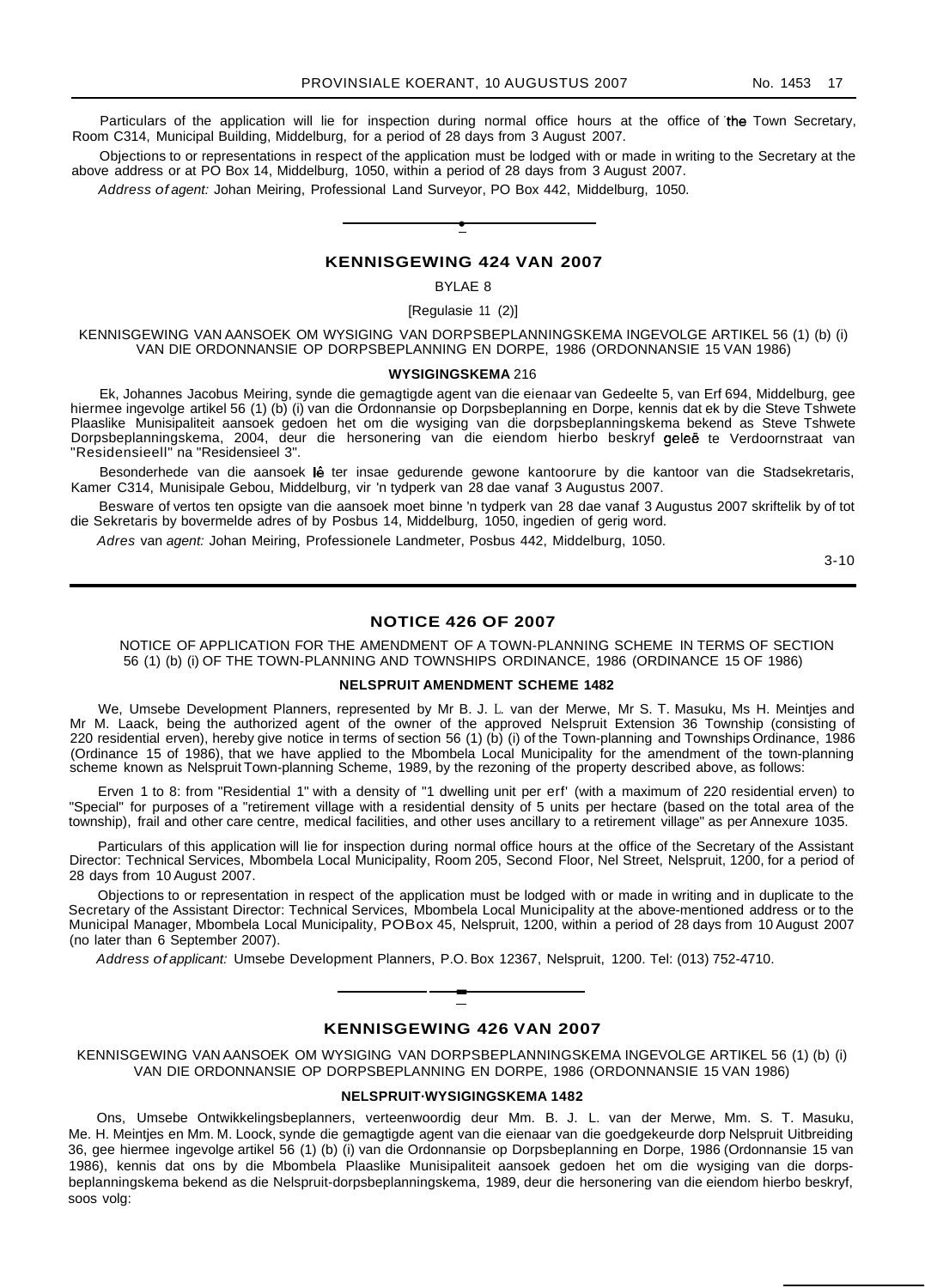Particulars of the application will lie for inspection during normal office hours at the office of the Town Secretary, Room C314, Municipal Building, Middelburg, for a period of 28 days from 3 August 2007.

Objections to or representations in respect of the application must be lodged with or made in writing to the Secretary at the above address or at PO Box 14, Middelburg, 1050, within a period of 28 days from 3 August 2007.

*Address of agent:* Johan Meiring, Professional Land Surveyor, PO Box 442, Middelburg, 1050.

---

## KENNISGEWING 424 VAN 2007

BYLAE 8

[Regulasie 11 (2)]

KENNISGEWING VAN AANSOEK OM WYSIGING VAN DORPSBEPLANNINGSKEMA INGEVOLGE ARTIKEL 56 (1) (b) (i) VAN DIE ORDONNANSIE OP DORPSBEPLANNING EN DORPE, 1986 (ORDONNANSIE 15 VAN 1986)

**WYSIGINGSKEMA** 216

Ek, Johannes Jacobus Meiring, synde die gemagtigde agent van die eienaar van Gedeelte 5, van Erf 694, Middelburg, gee hiermee ingevolge artikel 56 (1) (b) (i) van die Ordonnansie op Dorpsbeplanning en Dorpe, kennis dat ek by die Steve Tshwete Plaaslike Munisipaliteit aansoek gedoen het om die wysiging van die dorpsbeplanningskema bekend as Steve Tshwete Dorpsbeplanningskema, 2004, deur die hersonering van die eiendom hierbo beskryf geleë te Verdoornstraat van "Residensieell" na "Residensieel 3".

Besonderhede van die aansoek lê ter insae gedurende gewone kantoorure by die kantoor van die Stadsekretaris, Kamer C314, Munisipale Gebou, Middelburg, vir 'n tydperk van 28 dae vanaf 3 Augustus 2007.

Besware of vertos ten opsigte van die aansoek moet binne 'n tydperk van 28 dae vanaf 3 Augustus 2007 skriftelik by of tot die Sekretaris by bovermelde adres of by Posbus 14, Middelburg, 1050, ingedien of gerig word.

*Adres van agent:* Johan Meiring, Professionele Landmeter, Posbus 442, Middelburg, 1050.

3-10

---

## NOTICE 426 OF 2007

NOTICE OF APPLICATION FOR THE AMENDMENT OF A TOWN-PLANNING SCHEME IN TERMS OF SECTION 56 (1) (b) (i) OF THE TOWN-PLANNING AND TOWNSHIPS ORDINANCE, 1986 (ORDINANCE 15 OF 1986)

**NELSPRUIT AMENDMENT SCHEME 1482**

We, Umsebe Development Planners, represented by Mr B. J. L. van der Merwe, Mr S. T. Masuku, Ms H. Meintjes and Mr M. Laack, being the authorized agent of the owner of the approved Nelspruit Extension 36 Township (consisting of 220 residential erven), hereby give notice in terms of section 56 (1) (b) (i) of the Town-planning and Townships Ordinance, 1986 (Ordinance 15 of 1986), that we have applied to the Mbombela Local Municipality for the amendment of the town-planning scheme known as Nelspruit Town-planning Scheme, 1989, by the rezoning of the property described above, as follows:

Erven 1 to 8: from "Residential 1" with a density of "1 dwelling unit per erf' (with a maximum of 220 residential erven) to "Special" for purposes of a "retirement village with a residential density of 5 units per hectare (based on the total area of the township), frail and other care centre, medical facilities, and other uses ancillary to a retirement village" as per Annexure 1035.

Particulars of this application will lie for inspection during normal office hours at the office of the Secretary of the Assistant Director: Technical Services, Mbombela Local Municipality, Room 205, Second Floor, Nel Street, Nelspruit, 1200, for a period of 28 days from 10 August 2007.

Objections to or representation in respect of the application must be lodged with or made in writing and in duplicate to the Secretary of the Assistant Director: Technical Services, Mbombela Local Municipality at the above-mentioned address or to the Municipal Manager, Mbombela Local Municipality, PO Box 45, Nelspruit, 1200, within a period of 28 days from 10 August 2007 (no later than 6 September 2007).

*Address of applicant:* Umsebe Development Planners, P.O. Box 12367, Nelspruit, 1200. Tel: (013) 752-4710.

---

## KENNISGEWING 426 VAN 2007

KENNISGEWING VAN AANSOEK OM WYSIGING VAN DORPSBEPLANNINGSKEMA INGEVOLGE ARTIKEL 56 (1) (b) (i) VAN DIE ORDONNANSIE OP DORPSBEPLANNING EN DORPE, 1986 (ORDONNANSIE 15 VAN 1986)

**NELSPRUIT-WYSIGINGSKEMA 1482**

Ons, Umsebe Ontwikkelingsbeplanners, verteenwoordig deur Mm. B. J. L. van der Merwe, Mm. S. T. Masuku, Me. H. Meintjes en Mm. M. Loock, synde die gemagtigde agent van die eienaar van die goedgekeurde dorp Nelspruit Uitbreiding 36, gee hiermee ingevolge artikel 56 (1) (b) (i) van die Ordonnansie op Dorpsbeplanning en Dorpe, 1986 (Ordonnansie 15 van 1986), kennis dat ons by die Mbombela Plaaslike Munisipaliteit aansoek gedoen het om die wysiging van die dorpsbeplanningskema bekend as die Nelspruit-dorpsbeplanningskema, 1989, deur die hersonering van die eiendom hierbo beskryf, soos volg: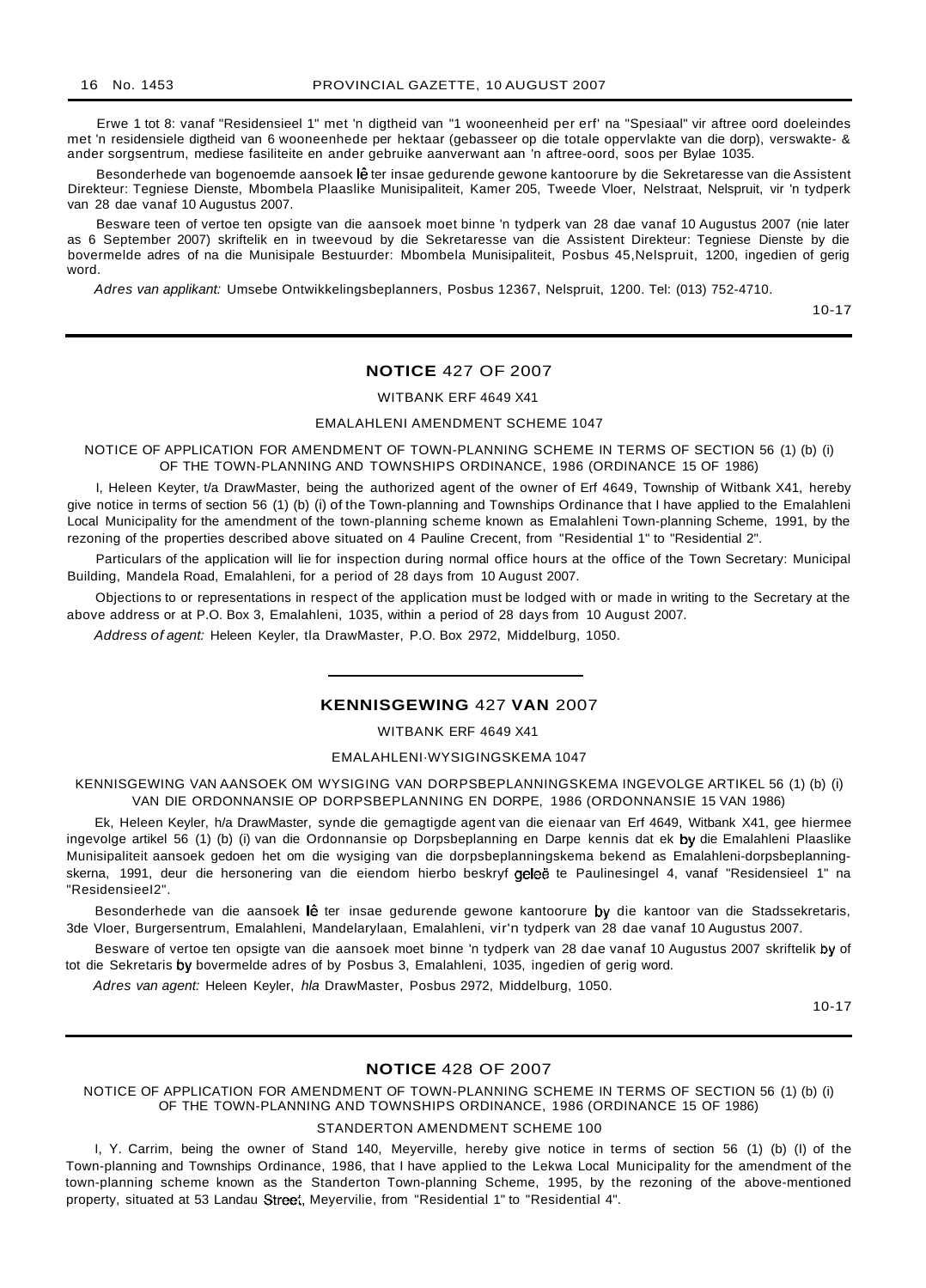Erwe 1 tot 8: vanaf "Residensieel 1" met 'n digtheid van "1 wooneenheid per erf' na "Spesiaal" vir aftree oord doeleindes met 'n residensiele digtheid van 6 wooneenhede per hektaar (gebasseer op die totale oppervlakte van die dorp), verswakte- & ander sorgsentrum, mediese fasiliteite en ander gebruike aanverwant aan 'n aftree-oord, soos per Bylae 1035.

Besonderhede van bogenoemde aansoek lê ter insae gedurende gewone kantoorure by die Sekretaresse van die Assistent Direkteur: Tegniese Dienste, Mbombela Plaaslike Munisipaliteit, Kamer 205, Tweede Vloer, Nelstraat, Nelspruit, vir 'n tydperk van 28 dae vanaf 10 Augustus 2007.

Besware teen of vertoe ten opsigte van die aansoek moet binne 'n tydperk van 28 dae vanaf 10 Augustus 2007 (nie later as 6 September 2007) skriftelik en in tweevoud by die Sekretaresse van die Assistent Direkteur: Tegniese Dienste by die bovermelde adres of na die Munisipale Bestuurder: Mbombela Munisipaliteit, Posbus 45,Nelspruit, 1200, ingedien of gerig word.

*Adres van applikant:* Umsebe Ontwikkelingsbeplanners, Posbus 12367, Nelspruit, 1200. Tel: (013) 752-4710.

10-17

---

## NOTICE 427 OF 2007

WITBANK ERF 4649 X41

EMALAHLENI AMENDMENT SCHEME 1047

NOTICE OF APPLICATION FOR AMENDMENT OF TOWN-PLANNING SCHEME IN TERMS OF SECTION 56 (1) (b) (i) OF THE TOWN-PLANNING AND TOWNSHIPS ORDINANCE, 1986 (ORDINANCE 15 OF 1986)

I, Heleen Keyter, t/a DrawMaster, being the authorized agent of the owner of Erf 4649, Township of Witbank X41, hereby give notice in terms of section 56 (1) (b) (i) of the Town-planning and Townships Ordinance that I have applied to the Emalahleni Local Municipality for the amendment of the town-planning scheme known as Emalahleni Town-planning Scheme, 1991, by the rezoning of the properties described above situated on 4 Pauline Crecent, from "Residential 1" to "Residential 2".

Particulars of the application will lie for inspection during normal office hours at the office of the Town Secretary: Municipal Building, Mandela Road, Emalahleni, for a period of 28 days from 10 August 2007.

Objections to or representations in respect of the application must be lodged with or made in writing to the Secretary at the above address or at P.O. Box 3, Emalahleni, 1035, within a period of 28 days from 10 August 2007.

*Address of agent:* Heleen Keyler, tla DrawMaster, P.O. Box 2972, Middelburg, 1050.

---

## KENNISGEWING 427 VAN 2007

WITBANK ERF 4649 X41

EMALAHLENI-WYSIGINGSKEMA 1047

KENNISGEWING VAN AANSOEK OM WYSIGING VAN DORPSBEPLANNINGSKEMA INGEVOLGE ARTIKEL 56 (1) (b) (i) VAN DIE ORDONNANSIE OP DORPSBEPLANNING EN DORPE, 1986 (ORDONNANSIE 15 VAN 1986)

Ek, Heleen Keyler, h/a DrawMaster, synde die gemagtigde agent van die eienaar van Erf 4649, Witbank X41, gee hiermee ingevolge artikel 56 (1) (b) (i) van die Ordonnansie op Dorpsbeplanning en Darpe kennis dat ek by die Emalahleni Plaaslike Munisipaliteit aansoek gedoen het om die wysiging van die dorpsbeplanningskema bekend as Emalahleni-dorpsbeplanningskerna, 1991, deur die hersonering van die eiendom hierbo beskryf geleë te Paulinesingel 4, vanaf "Residensieel 1" na "ResidensieeI2".

Besonderhede van die aansoek lê ter insae gedurende gewone kantoorure by die kantoor van die Stadssekretaris, 3de Vloer, Burgersentrum, Emalahleni, Mandelarylaan, Emalahleni, vir'n tydperk van 28 dae vanaf 10 Augustus 2007.

Besware of vertoe ten opsigte van die aansoek moet binne 'n tydperk van 28 dae vanaf 10 Augustus 2007 skriftelik by of tot die Sekretaris by bovermelde adres of by Posbus 3, Emalahleni, 1035, ingedien of gerig word.

*Adres van agent:* Heleen Keyler, *hla* DrawMaster, Posbus 2972, Middelburg, 1050.

10-17

---

## NOTICE 428 OF 2007

NOTICE OF APPLICATION FOR AMENDMENT OF TOWN-PLANNING SCHEME IN TERMS OF SECTION 56 (1) (b) (i) OF THE TOWN-PLANNING AND TOWNSHIPS ORDINANCE, 1986 (ORDINANCE 15 OF 1986)

STANDERTON AMENDMENT SCHEME 100

I, Y. Carrim, being the owner of Stand 140, Meyerville, hereby give notice in terms of section 56 (1) (b) (I) of the Town-planning and Townships Ordinance, 1986, that I have applied to the Lekwa Local Municipality for the amendment of the town-planning scheme known as the Standerton Town-planning Scheme, 1995, by the rezoning of the above-mentioned property, situated at 53 Landau Street, Meyervilie, from "Residential 1" to "Residential 4".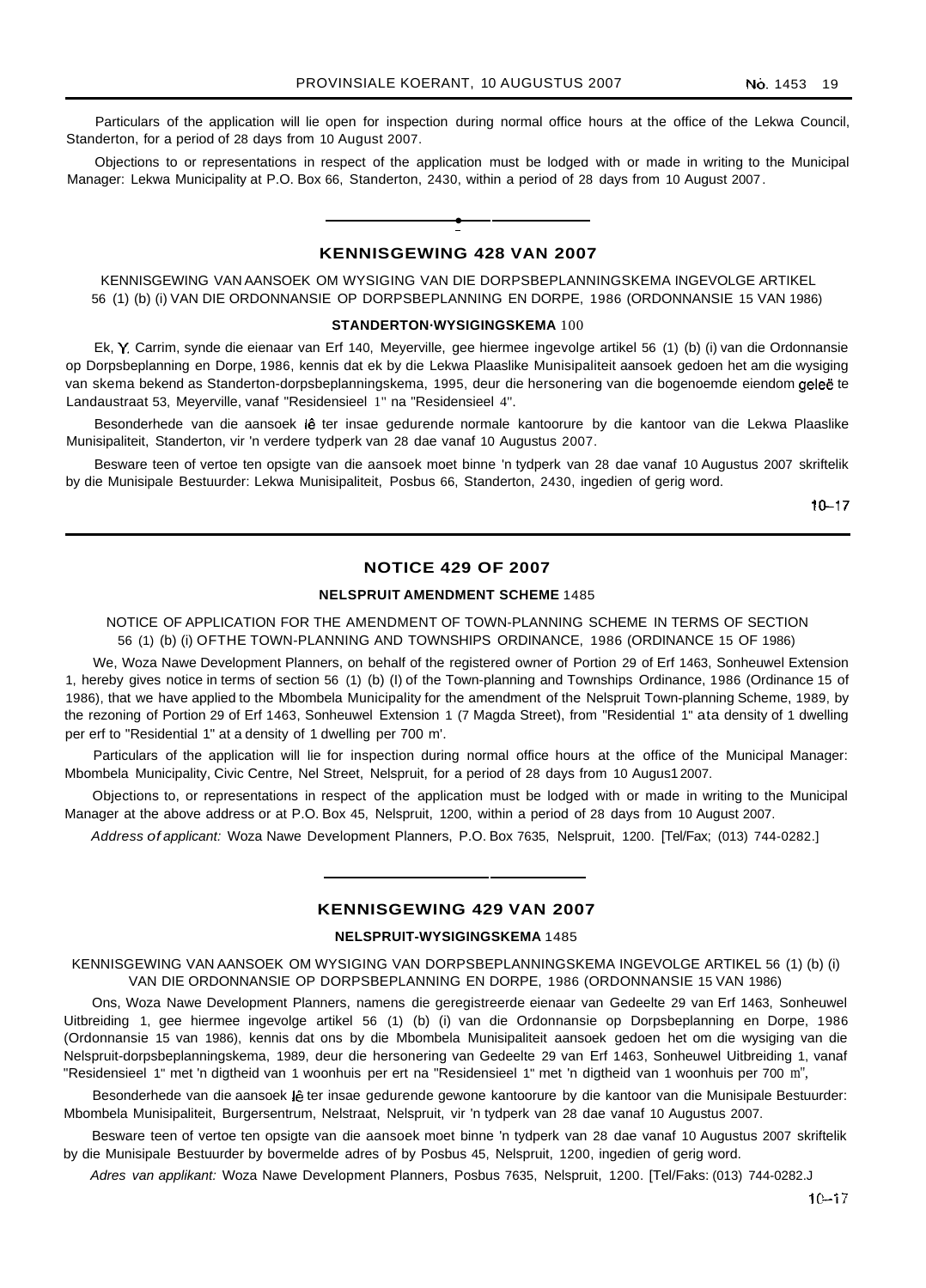Particulars of the application will lie open for inspection during normal office hours at the office of the Lekwa Council, Standerton, for a period of 28 days from 10 August 2007.

Objections to or representations in respect of the application must be lodged with or made in writing to the Municipal Manager: Lekwa Municipality at P.O. Box 66, Standerton, 2430, within a period of 28 days from 10 August 2007.

---

## KENNISGEWING 428 VAN 2007

KENNISGEWING VAN AANSOEK OM WYSIGING VAN DIE DORPSBEPLANNINGSKEMA INGEVOLGE ARTIKEL 56 (1) (b) (i) VAN DIE ORDONNANSIE OP DORPSBEPLANNING EN DORPE, 1986 (ORDONNANSIE 15 VAN 1986)

**STANDERTON-WYSIGINGSKEMA** 100

Ek, Y. Carrim, synde die eienaar van Erf 140, Meyerville, gee hiermee ingevolge artikel 56 (1) (b) (i) van die Ordonnansie op Dorpsbeplanning en Dorpe, 1986, kennis dat ek by die Lekwa Plaaslike Munisipaliteit aansoek gedoen het am die wysiging van skema bekend as Standerton-dorpsbeplanningskema, 1995, deur die hersonering van die bogenoemde eiendom geleë te Landaustraat 53, Meyerville, vanaf "Residensieel 1" na "Residensieel 4".

Besonderhede van die aansoek lê ter insae gedurende normale kantoorure by die kantoor van die Lekwa Plaaslike Munisipaliteit, Standerton, vir 'n verdere tydperk van 28 dae vanaf 10 Augustus 2007.

Besware teen of vertoe ten opsigte van die aansoek moet binne 'n tydperk van 28 dae vanaf 10 Augustus 2007 skriftelik by die Munisipale Bestuurder: Lekwa Munisipaliteit, Posbus 66, Standerton, 2430, ingedien of gerig word.

10–17

---

## NOTICE 429 OF 2007

**NELSPRUIT AMENDMENT SCHEME** 1485

NOTICE OF APPLICATION FOR THE AMENDMENT OF TOWN-PLANNING SCHEME IN TERMS OF SECTION 56 (1) (b) (i) OFTHE TOWN-PLANNING AND TOWNSHIPS ORDINANCE, 1986 (ORDINANCE 15 OF 1986)

We, Woza Nawe Development Planners, on behalf of the registered owner of Portion 29 of Erf 1463, Sonheuwel Extension 1, hereby gives notice in terms of section 56 (1) (b) (I) of the Town-planning and Townships Ordinance, 1986 (Ordinance 15 of 1986), that we have applied to the Mbombela Municipality for the amendment of the Nelspruit Town-planning Scheme, 1989, by the rezoning of Portion 29 of Erf 1463, Sonheuwel Extension 1 (7 Magda Street), from "Residential 1" ata density of 1 dwelling per erf to "Residential 1" at a density of 1 dwelling per 700 m'.

Particulars of the application will lie for inspection during normal office hours at the office of the Municipal Manager: Mbombela Municipality, Civic Centre, Nel Street, Nelspruit, for a period of 28 days from 10 Augus1 2007.

Objections to, or representations in respect of the application must be lodged with or made in writing to the Municipal Manager at the above address or at P.O. Box 45, Nelspruit, 1200, within a period of 28 days from 10 August 2007.

*Address of applicant:* Woza Nawe Development Planners, P.O. Box 7635, Nelspruit, 1200. [Tel/Fax; (013) 744-0282.]

---

## KENNISGEWING 429 VAN 2007

**NELSPRUIT-WYSIGINGSKEMA** 1485

KENNISGEWING VAN AANSOEK OM WYSIGING VAN DORPSBEPLANNINGSKEMA INGEVOLGE ARTIKEL 56 (1) (b) (i) VAN DIE ORDONNANSIE OP DORPSBEPLANNING EN DORPE, 1986 (ORDONNANSIE 15 VAN 1986)

Ons, Woza Nawe Development Planners, namens die geregistreerde eienaar van Gedeelte 29 van Erf 1463, Sonheuwel Uitbreiding 1, gee hiermee ingevolge artikel 56 (1) (b) (i) van die Ordonnansie op Dorpsbeplanning en Dorpe, 1986 (Ordonnansie 15 van 1986), kennis dat ons by die Mbombela Munisipaliteit aansoek gedoen het om die wysiging van die Nelspruit-dorpsbeplanningskema, 1989, deur die hersonering van Gedeelte 29 van Erf 1463, Sonheuwel Uitbreiding 1, vanaf "Residensieel 1" met 'n digtheid van 1 woonhuis per ert na "Residensieel 1" met 'n digtheid van 1 woonhuis per 700 m",

Besonderhede van die aansoek lê ter insae gedurende gewone kantoorure by die kantoor van die Munisipale Bestuurder: Mbombela Munisipaliteit, Burgersentrum, Nelstraat, Nelspruit, vir 'n tydperk van 28 dae vanaf 10 Augustus 2007.

Besware teen of vertoe ten opsigte van die aansoek moet binne 'n tydperk van 28 dae vanaf 10 Augustus 2007 skriftelik by die Munisipale Bestuurder by bovermelde adres of by Posbus 45, Nelspruit, 1200, ingedien of gerig word.

*Adres van applikant:* Woza Nawe Development Planners, Posbus 7635, Nelspruit, 1200. [Tel/Faks: (013) 744-0282.J

10–17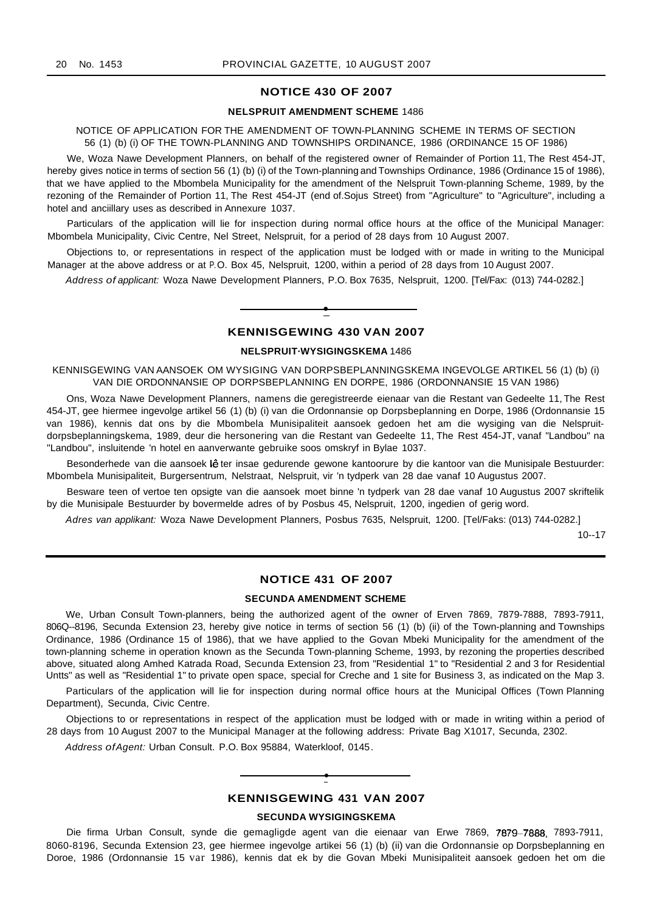## NOTICE 430 OF 2007

### NELSPRUIT AMENDMENT SCHEME 1486

NOTICE OF APPLICATION FOR THE AMENDMENT OF TOWN-PLANNING SCHEME IN TERMS OF SECTION 56 (1) (b) (i) OF THE TOWN-PLANNING AND TOWNSHIPS ORDINANCE, 1986 (ORDINANCE 15 OF 1986)

We, Woza Nawe Development Planners, on behalf of the registered owner of Remainder of Portion 11, The Rest 454-JT, hereby gives notice in terms of section 56 (1) (b) (i) of the Town-planning and Townships Ordinance, 1986 (Ordinance 15 of 1986), that we have applied to the Mbombela Municipality for the amendment of the Nelspruit Town-planning Scheme, 1989, by the rezoning of the Remainder of Portion 11, The Rest 454-JT (end of.Sojus Street) from "Agriculture" to "Agriculture", including a hotel and anciillary uses as described in Annexure 1037.

Particulars of the application will lie for inspection during normal office hours at the office of the Municipal Manager: Mbombela Municipality, Civic Centre, Nel Street, Nelspruit, for a period of 28 days from 10 August 2007.

Objections to, or representations in respect of the application must be lodged with or made in writing to the Municipal Manager at the above address or at P.O. Box 45, Nelspruit, 1200, within a period of 28 days from 10 August 2007.

*Address of applicant:* Woza Nawe Development Planners, P.O. Box 7635, Nelspruit, 1200. [Tel/Fax: (013) 744-0282.]

---

## KENNISGEWING 430 VAN 2007

### NELSPRUIT-WYSIGINGSKEMA 1486

KENNISGEWING VAN AANSOEK OM WYSIGING VAN DORPSBEPLANNINGSKEMA INGEVOLGE ARTIKEL 56 (1) (b) (i) VAN DIE ORDONNANSIE OP DORPSBEPLANNING EN DORPE, 1986 (ORDONNANSIE 15 VAN 1986)

Ons, Woza Nawe Development Planners, namens die geregistreerde eienaar van die Restant van Gedeelte 11, The Rest 454-JT, gee hiermee ingevolge artikel 56 (1) (b) (i) van die Ordonnansie op Dorpsbeplanning en Dorpe, 1986 (Ordonnansie 15 van 1986), kennis dat ons by die Mbombela Munisipaliteit aansoek gedoen het am die wysiging van die Nelspruit-dorpsbeplanningskema, 1989, deur die hersonering van die Restant van Gedeelte 11, The Rest 454-JT, vanaf "Landbou" na "Landbou", insluitende 'n hotel en aanverwante gebruike soos omskryf in Bylae 1037.

Besonderhede van die aansoek lê ter insae gedurende gewone kantoorure by die kantoor van die Munisipale Bestuurder: Mbombela Munisipaliteit, Burgersentrum, Nelstraat, Nelspruit, vir 'n tydperk van 28 dae vanaf 10 Augustus 2007.

Besware teen of vertoe ten opsigte van die aansoek moet binne 'n tydperk van 28 dae vanaf 10 Augustus 2007 skriftelik by die Munisipale Bestuurder by bovermelde adres of by Posbus 45, Nelspruit, 1200, ingedien of gerig word.

*Adres van applikant:* Woza Nawe Development Planners, Posbus 7635, Nelspruit, 1200. [Tel/Faks: (013) 744-0282.]

10--17

---

## NOTICE 431 OF 2007

### SECUNDA AMENDMENT SCHEME

We, Urban Consult Town-planners, being the authorized agent of the owner of Erven 7869, 7879-7888, 7893-7911, 806Q--8196, Secunda Extension 23, hereby give notice in terms of section 56 (1) (b) (ii) of the Town-planning and Townships Ordinance, 1986 (Ordinance 15 of 1986), that we have applied to the Govan Mbeki Municipality for the amendment of the town-planning scheme in operation known as the Secunda Town-planning Scheme, 1993, by rezoning the properties described above, situated along Amhed Katrada Road, Secunda Extension 23, from "Residential 1" to "Residential 2 and 3 for Residential Untts" as well as "Residential 1" to private open space, special for Creche and 1 site for Business 3, as indicated on the Map 3.

Particulars of the application will lie for inspection during normal office hours at the Municipal Offices (Town Planning Department), Secunda, Civic Centre.

Objections to or representations in respect of the application must be lodged with or made in writing within a period of 28 days from 10 August 2007 to the Municipal Manager at the following address: Private Bag X1017, Secunda, 2302.

*Address of Agent:* Urban Consult. P.O. Box 95884, Waterkloof, 0145.

---

## KENNISGEWING 431 VAN 2007

### SECUNDA WYSIGINGSKEMA

Die firma Urban Consult, synde die gemagligde agent van die eienaar van Erwe 7869, 7879-7888, 7893-7911, 8060-8196, Secunda Extension 23, gee hiermee ingevolge artikei 56 (1) (b) (ii) van die Ordonnansie op Dorpsbeplanning en Doroe, 1986 (Ordonnansie 15 var 1986), kennis dat ek by die Govan Mbeki Munisipaliteit aansoek gedoen het om die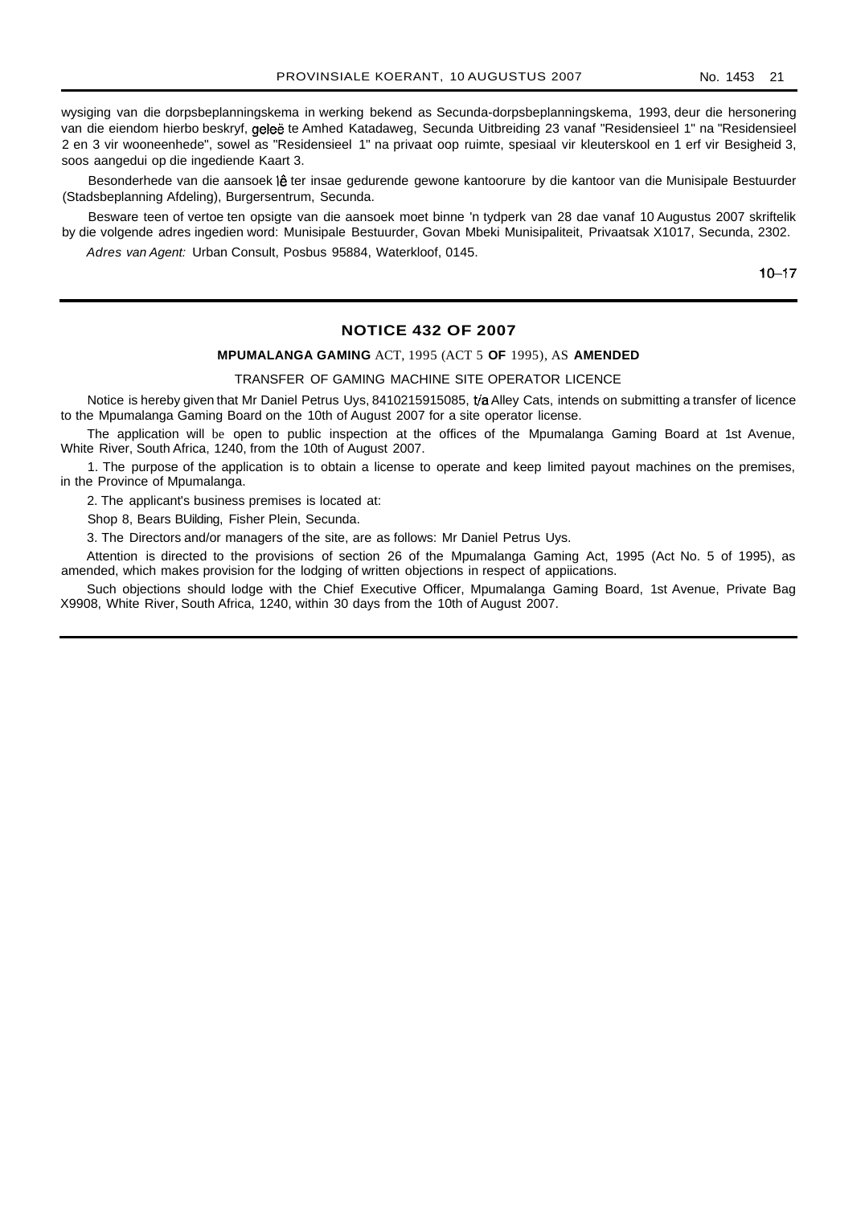wysiging van die dorpsbeplanningskema in werking bekend as Secunda-dorpsbeplanningskema, 1993, deur die hersonering van die eiendom hierbo beskryf, geleë te Amhed Katadaweg, Secunda Uitbreiding 23 vanaf "Residensieel 1" na "Residensieel 2 en 3 vir wooneenhede", sowel as "Residensieel 1" na privaat oop ruimte, spesiaal vir kleuterskool en 1 erf vir Besigheid 3, soos aangedui op die ingediende Kaart 3.

Besonderhede van die aansoek lê ter insae gedurende gewone kantoorure by die kantoor van die Munisipale Bestuurder (Stadsbeplanning Afdeling), Burgersentrum, Secunda.

Besware teen of vertoe ten opsigte van die aansoek moet binne 'n tydperk van 28 dae vanaf 10 Augustus 2007 skriftelik by die volgende adres ingedien word: Munisipale Bestuurder, Govan Mbeki Munisipaliteit, Privaatsak X1017, Secunda, 2302.

*Adres van Agent:* Urban Consult, Posbus 95884, Waterkloof, 0145.

10–17

## NOTICE 432 OF 2007

**MPUMALANGA GAMING ACT, 1995 (ACT 5 OF 1995), AS AMENDED**

TRANSFER OF GAMING MACHINE SITE OPERATOR LICENCE

Notice is hereby given that Mr Daniel Petrus Uys, 8410215915085, t/a Alley Cats, intends on submitting a transfer of licence to the Mpumalanga Gaming Board on the 10th of August 2007 for a site operator license.

The application will be open to public inspection at the offices of the Mpumalanga Gaming Board at 1st Avenue, White River, South Africa, 1240, from the 10th of August 2007.

1. The purpose of the application is to obtain a license to operate and keep limited payout machines on the premises, in the Province of Mpumalanga.

2. The applicant's business premises is located at:

Shop 8, Bears BUilding, Fisher Plein, Secunda.

3. The Directors and/or managers of the site, are as follows: Mr Daniel Petrus Uys.

Attention is directed to the provisions of section 26 of the Mpumalanga Gaming Act, 1995 (Act No. 5 of 1995), as amended, which makes provision for the lodging of written objections in respect of appiications.

Such objections should lodge with the Chief Executive Officer, Mpumalanga Gaming Board, 1st Avenue, Private Bag X9908, White River, South Africa, 1240, within 30 days from the 10th of August 2007.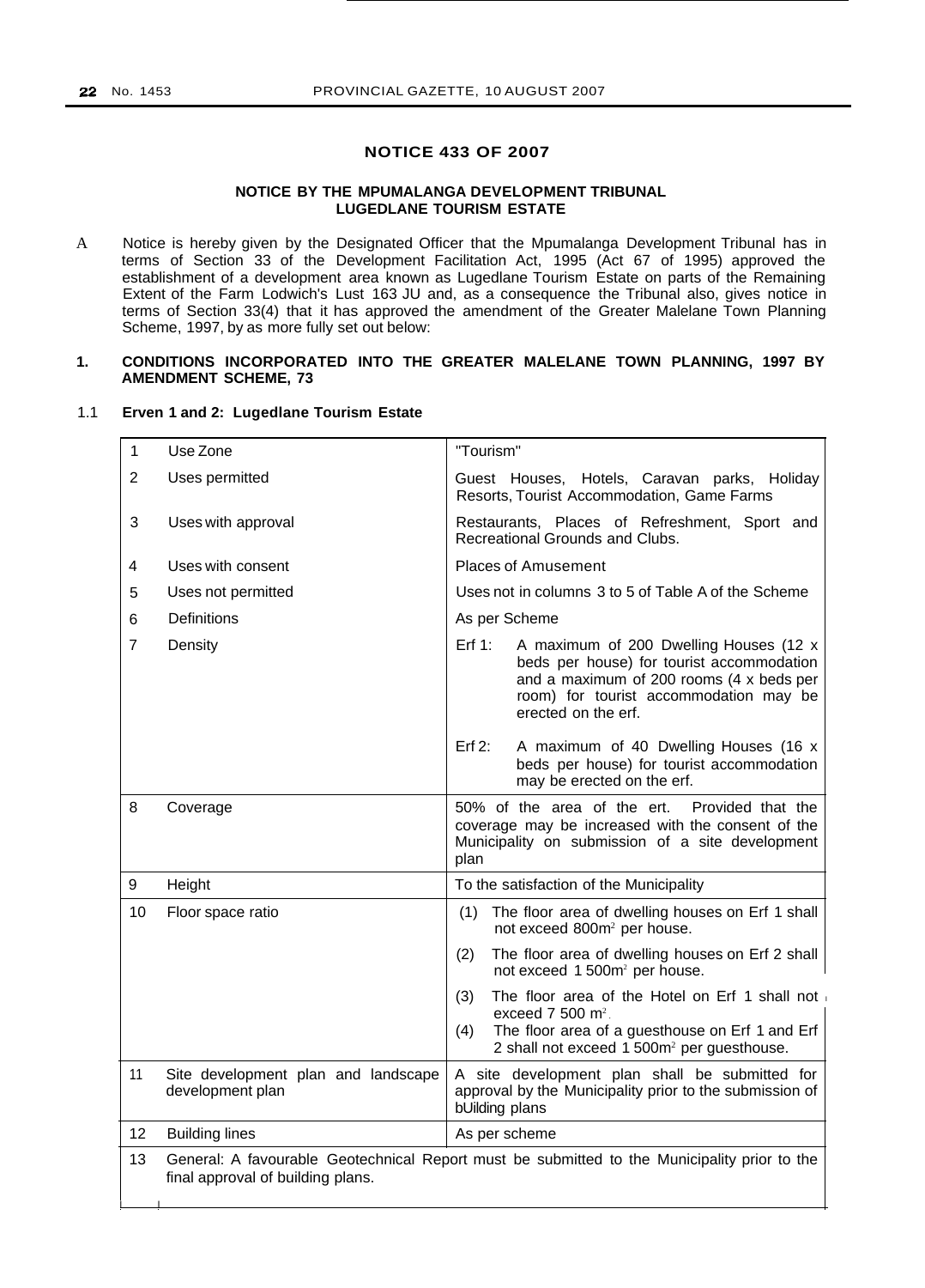## NOTICE 433 OF 2007

### NOTICE BY THE MPUMALANGA DEVELOPMENT TRIBUNAL LUGEDLANE TOURISM ESTATE

A Notice is hereby given by the Designated Officer that the Mpumalanga Development Tribunal has in terms of Section 33 of the Development Facilitation Act, 1995 (Act 67 of 1995) approved the establishment of a development area known as Lugedlane Tourism Estate on parts of the Remaining Extent of the Farm Lodwich's Lust 163 JU and, as a consequence the Tribunal also, gives notice in terms of Section 33(4) that it has approved the amendment of the Greater Malelane Town Planning Scheme, 1997, by as more fully set out below:

**1. CONDITIONS INCORPORATED INTO THE GREATER MALELANE TOWN PLANNING, 1997 BY AMENDMENT SCHEME, 73**

1.1 **Erven 1 and 2: Lugedlane Tourism Estate**

| | | |
|---|---|---|
| 1 | Use Zone | "Tourism" |
| 2 | Uses permitted | Guest Houses, Hotels, Caravan parks, Holiday Resorts, Tourist Accommodation, Game Farms |
| 3 | Uses with approval | Restaurants, Places of Refreshment, Sport and Recreational Grounds and Clubs. |
| 4 | Uses with consent | Places of Amusement |
| 5 | Uses not permitted | Uses not in columns 3 to 5 of Table A of the Scheme |
| 6 | Definitions | As per Scheme |
| 7 | Density | Erf 1: A maximum of 200 Dwelling Houses (12 x beds per house) for tourist accommodation and a maximum of 200 rooms (4 x beds per room) for tourist accommodation may be erected on the erf.<br><br>Erf 2: A maximum of 40 Dwelling Houses (16 x beds per house) for tourist accommodation may be erected on the erf. |
| 8 | Coverage | 50% of the area of the ert. Provided that the coverage may be increased with the consent of the Municipality on submission of a site development plan |
| 9 | Height | To the satisfaction of the Municipality |
| 10 | Floor space ratio | (1) The floor area of dwelling houses on Erf 1 shall not exceed 800m² per house.<br>(2) The floor area of dwelling houses on Erf 2 shall not exceed 1 500m² per house.<br>(3) The floor area of the Hotel on Erf 1 shall not exceed 7 500 m².<br>(4) The floor area of a guesthouse on Erf 1 and Erf 2 shall not exceed 1 500m² per guesthouse. |
| 11 | Site development plan and landscape development plan | A site development plan shall be submitted for approval by the Municipality prior to the submission of bUilding plans |
| 12 | Building lines | As per scheme |
| 13 | General: A favourable Geotechnical Report must be submitted to the Municipality prior to the final approval of building plans. | |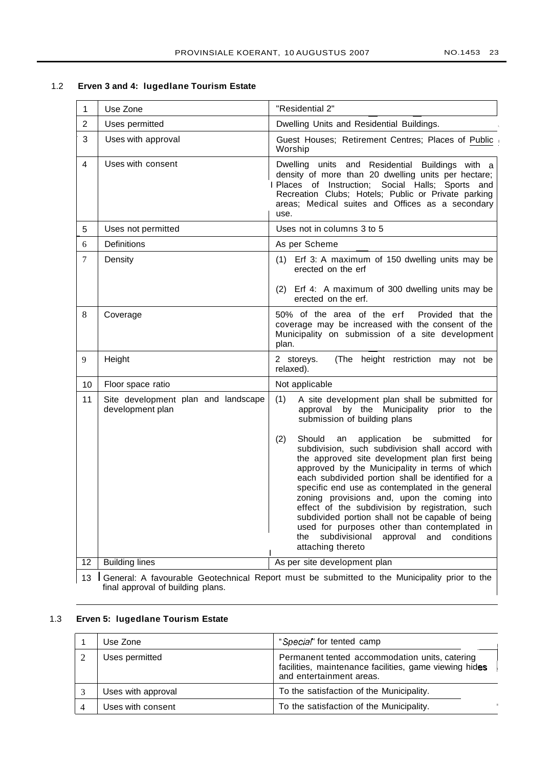1.2 **Erven 3 and 4: Iugedlane Tourism Estate**

| 1 | Use Zone | "Residential 2" |
|---|---|---|
| 2 | Uses permitted | Dwelling Units and Residential Buildings. |
| 3 | Uses with approval | Guest Houses; Retirement Centres; Places of Public Worship |
| 4 | Uses with consent | Dwelling units and Residential Buildings with a density of more than 20 dwelling units per hectare; Places of Instruction; Social Halls; Sports and Recreation Clubs; Hotels; Public or Private parking areas; Medical suites and Offices as a secondary use. |
| 5 | Uses not permitted | Uses not in columns 3 to 5 |
| 6 | Definitions | As per Scheme |
| 7 | Density | (1) Erf 3: A maximum of 150 dwelling units may be erected on the erf<br><br>(2) Erf 4: A maximum of 300 dwelling units may be erected on the erf. |
| 8 | Coverage | 50% of the area of the erf Provided that the coverage may be increased with the consent of the Municipality on submission of a site development plan. |
| 9 | Height | 2 storeys. (The height restriction may not be relaxed). |
| 10 | Floor space ratio | Not applicable |
| 11 | Site development plan and landscape development plan | (1) A site development plan shall be submitted for approval by the Municipality prior to the submission of building plans<br><br>(2) Should an application be submitted for subdivision, such subdivision shall accord with the approved site development plan first being approved by the Municipality in terms of which each subdivided portion shall be identified for a specific end use as contemplated in the general zoning provisions and, upon the coming into effect of the subdivision by registration, such subdivided portion shall not be capable of being used for purposes other than contemplated in the subdivisional approval and conditions attaching thereto |
| 12 | Building lines | As per site development plan |
| 13 | General: A favourable Geotechnical Report must be submitted to the Municipality prior to the final approval of building plans. | |

1.3 **Erven 5: Iugedlane Tourism Estate**

| 1 | Use Zone | "*Special*" for tented camp |
|---|---|---|
| 2 | Uses permitted | Permanent tented accommodation units, catering facilities, maintenance facilities, game viewing hides and entertainment areas. |
| 3 | Uses with approval | To the satisfaction of the Municipality. |
| 4 | Uses with consent | To the satisfaction of the Municipality. |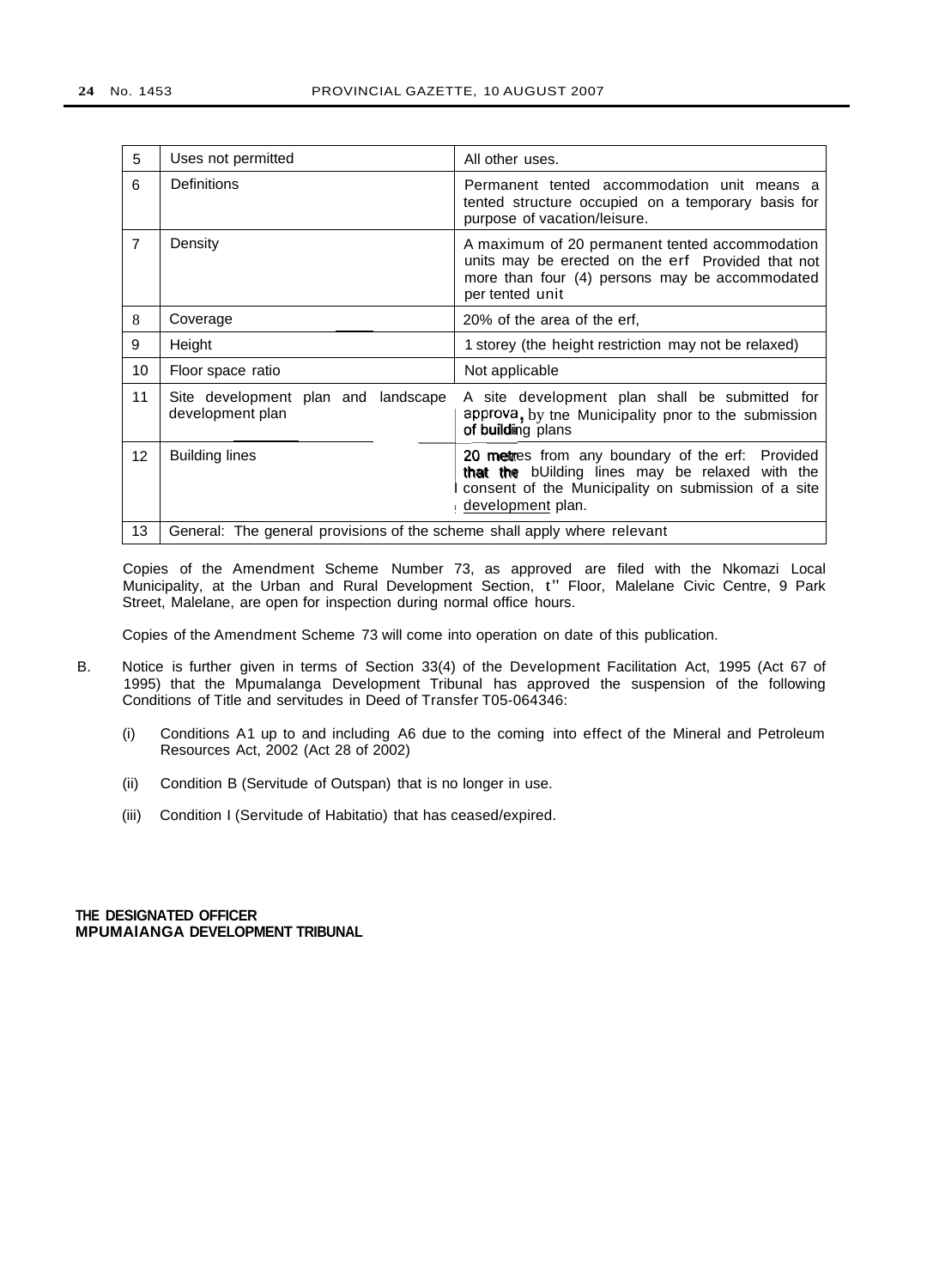| 5 | Uses not permitted | All other uses. |
|---|---|---|
| 6 | Definitions | Permanent tented accommodation unit means a tented structure occupied on a temporary basis for purpose of vacation/leisure. |
| 7 | Density | A maximum of 20 permanent tented accommodation units may be erected on the erf Provided that not more than four (4) persons may be accommodated per tented unit |
| 8 | Coverage | 20% of the area of the erf, |
| 9 | Height | 1 storey (the height restriction may not be relaxed) |
| 10 | Floor space ratio | Not applicable |
| 11 | Site development plan and landscape development plan | A site development plan shall be submitted for approva, by tne Municipality pnor to the submission of building plans |
| 12 | Building lines | 20 metres from any boundary of the erf: Provided that the bUilding lines may be relaxed with the consent of the Municipality on submission of a site development plan. |
| 13 | General: The general provisions of the scheme shall apply where relevant | |

Copies of the Amendment Scheme Number 73, as approved are filed with the Nkomazi Local Municipality, at the Urban and Rural Development Section, t" Floor, Malelane Civic Centre, 9 Park Street, Malelane, are open for inspection during normal office hours.

Copies of the Amendment Scheme 73 will come into operation on date of this publication.

B. Notice is further given in terms of Section 33(4) of the Development Facilitation Act, 1995 (Act 67 of 1995) that the Mpumalanga Development Tribunal has approved the suspension of the following Conditions of Title and servitudes in Deed of Transfer T05-064346:

(i) Conditions A1 up to and including A6 due to the coming into effect of the Mineral and Petroleum Resources Act, 2002 (Act 28 of 2002)

(ii) Condition B (Servitude of Outspan) that is no longer in use.

(iii) Condition I (Servitude of Habitatio) that has ceased/expired.

**THE DESIGNATED OFFICER**
**MPUMAlANGA DEVELOPMENT TRIBUNAL**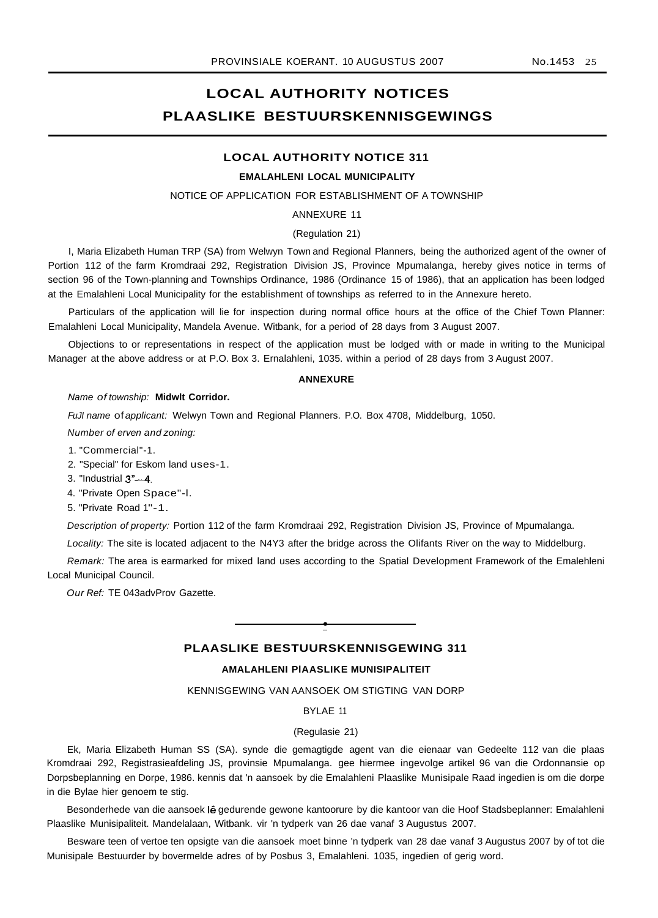# LOCAL AUTHORITY NOTICES
# PLAASLIKE BESTUURSKENNISGEWINGS

## LOCAL AUTHORITY NOTICE 311

**EMALAHLENI LOCAL MUNICIPALITY**

NOTICE OF APPLICATION FOR ESTABLISHMENT OF A TOWNSHIP

ANNEXURE 11

(Regulation 21)

I, Maria Elizabeth Human TRP (SA) from Welwyn Town and Regional Planners, being the authorized agent of the owner of Portion 112 of the farm Kromdraai 292, Registration Division JS, Province Mpumalanga, hereby gives notice in terms of section 96 of the Town-planning and Townships Ordinance, 1986 (Ordinance 15 of 1986), that an application has been lodged at the Emalahleni Local Municipality for the establishment of townships as referred to in the Annexure hereto.

Particulars of the application will lie for inspection during normal office hours at the office of the Chief Town Planner: Emalahleni Local Municipality, Mandela Avenue. Witbank, for a period of 28 days from 3 August 2007.

Objections to or representations in respect of the application must be lodged with or made in writing to the Municipal Manager at the above address or at P.O. Box 3. Ernalahleni, 1035. within a period of 28 days from 3 August 2007.

**ANNEXURE**

*Name of township:* **Midwlt Corridor.**

*FuJl name of applicant:* Welwyn Town and Regional Planners. P.O. Box 4708, Middelburg, 1050.

*Number of erven and zoning:*

1. "Commercial"-1.
2. "Special" for Eskom land uses-1.
3. "Industrial 3"—4.
4. "Private Open Space"-l.
5. "Private Road 1"-1.

*Description of property:* Portion 112 of the farm Kromdraai 292, Registration Division JS, Province of Mpumalanga.

*Locality:* The site is located adjacent to the N4Y3 after the bridge across the Olifants River on the way to Middelburg.

*Remark:* The area is earmarked for mixed land uses according to the Spatial Development Framework of the Emalehleni Local Municipal Council.

*Our Ref:* TE 043advProv Gazette.

---

## PLAASLIKE BESTUURSKENNISGEWING 311

**AMALAHLENI PIAASLIKE MUNISIPALITEIT**

KENNISGEWING VAN AANSOEK OM STIGTING VAN DORP

BYLAE 11

(Regulasie 21)

Ek, Maria Elizabeth Human SS (SA). synde die gemagtigde agent van die eienaar van Gedeelte 112 van die plaas Kromdraai 292, Registrasieafdeling JS, provinsie Mpumalanga. gee hiermee ingevolge artikel 96 van die Ordonnansie op Dorpsbeplanning en Dorpe, 1986. kennis dat 'n aansoek by die Emalahleni Plaaslike Munisipale Raad ingedien is om die dorpe in die Bylae hier genoem te stig.

Besonderhede van die aansoek lê gedurende gewone kantoorure by die kantoor van die Hoof Stadsbeplanner: Emalahleni Plaaslike Munisipaliteit. Mandelalaan, Witbank. vir 'n tydperk van 26 dae vanaf 3 Augustus 2007.

Besware teen of vertoe ten opsigte van die aansoek moet binne 'n tydperk van 28 dae vanaf 3 Augustus 2007 by of tot die Munisipale Bestuurder by bovermelde adres of by Posbus 3, Emalahleni. 1035, ingedien of gerig word.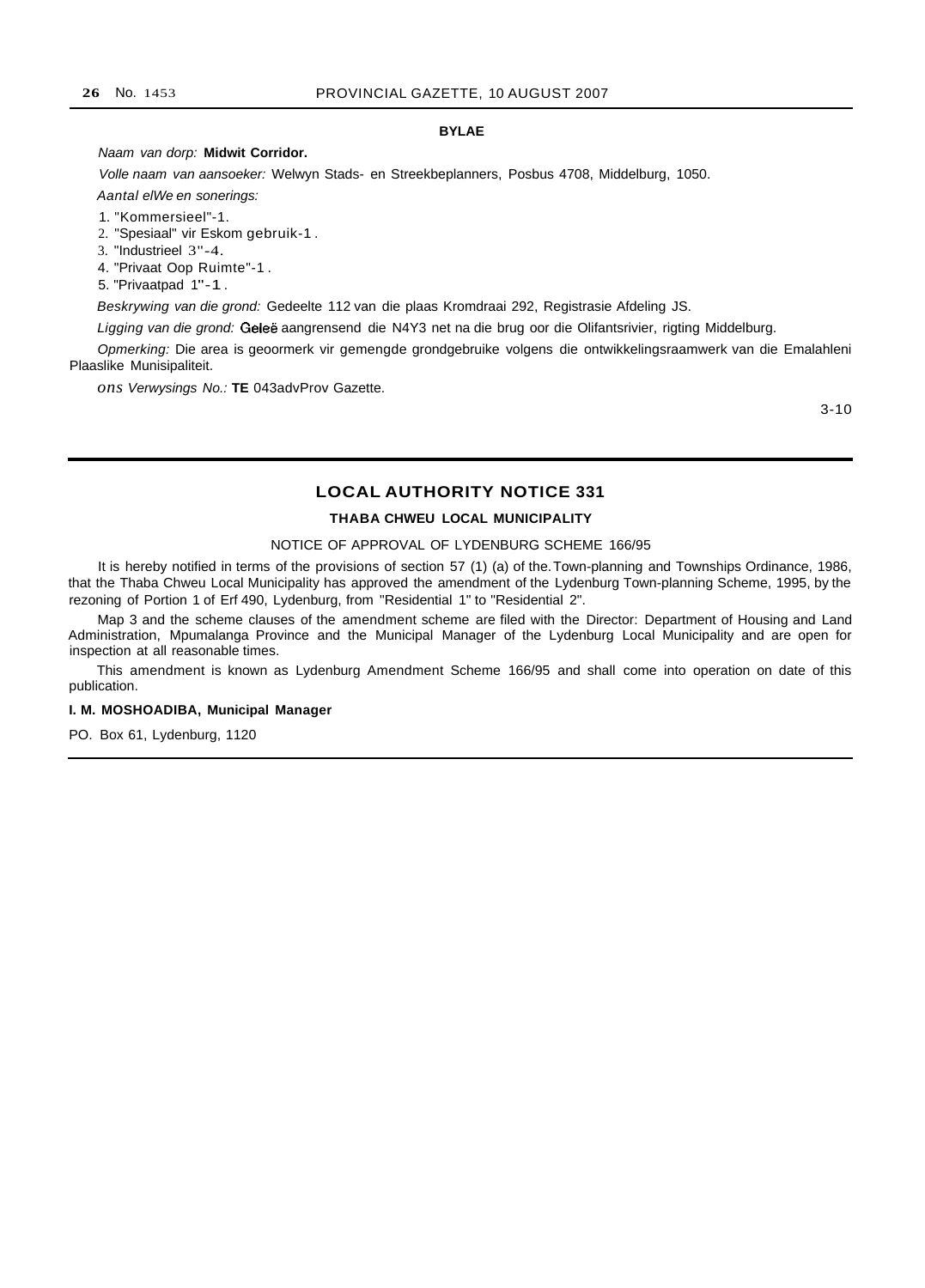**BYLAE**

*Naam van dorp:* **Midwit Corridor.**

*Volle naam van aansoeker:* Welwyn Stads- en Streekbeplanners, Posbus 4708, Middelburg, 1050.

*Aantal elWe en sonerings:*

1. "Kommersieel"-1.
2. "Spesiaal" vir Eskom gebruik-1 .
3. "Industrieel 3''-4.
4. "Privaat Oop Ruimte"-1 .
5. "Privaatpad 1''-1 .

*Beskrywing van die grond:* Gedeelte 112 van die plaas Kromdraai 292, Registrasie Afdeling JS.

*Ligging van die grond:* Geleë aangrensend die N4Y3 net na die brug oor die Olifantsrivier, rigting Middelburg.

*Opmerking:* Die area is geoormerk vir gemengde grondgebruike volgens die ontwikkelingsraamwerk van die Emalahleni Plaaslike Munisipaliteit.

*ons Verwysings No.:* **TE** 043advProv Gazette.

3-10

---

## LOCAL AUTHORITY NOTICE 331

### THABA CHWEU LOCAL MUNICIPALITY

NOTICE OF APPROVAL OF LYDENBURG SCHEME 166/95

It is hereby notified in terms of the provisions of section 57 (1) (a) of the Town-planning and Townships Ordinance, 1986, that the Thaba Chweu Local Municipality has approved the amendment of the Lydenburg Town-planning Scheme, 1995, by the rezoning of Portion 1 of Erf 490, Lydenburg, from "Residential 1" to "Residential 2".

Map 3 and the scheme clauses of the amendment scheme are filed with the Director: Department of Housing and Land Administration, Mpumalanga Province and the Municipal Manager of the Lydenburg Local Municipality and are open for inspection at all reasonable times.

This amendment is known as Lydenburg Amendment Scheme 166/95 and shall come into operation on date of this publication.

**I. M. MOSHOADIBA, Municipal Manager**

PO. Box 61, Lydenburg, 1120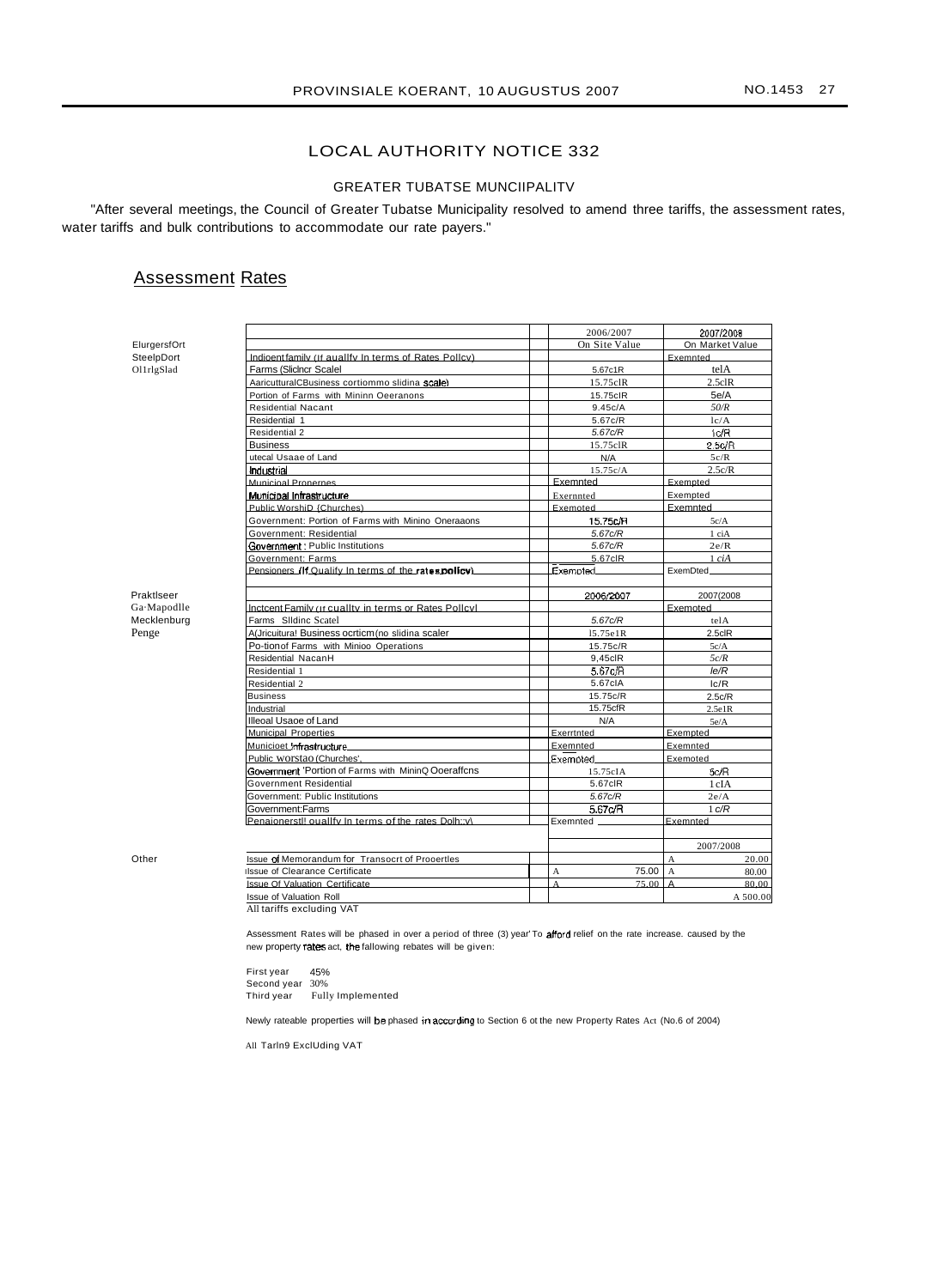## LOCAL AUTHORITY NOTICE 332

GREATER TUBATSE MUNCIIPALITV

"After several meetings, the Council of Greater Tubatse Municipality resolved to amend three tariffs, the assessment rates, water tariffs and bulk contributions to accommodate our rate payers."

## Assessment Rates

| | | | 2006/2007 | 2007/2008 |
|---|---|---|---|---|
| ElurgersfOrt | | | On Site Value | On Market Value |
| SteelpDort | Indioent family (If auallfv In terms of Rates Pollcv) | | | Exemnted |
| Ol1rlgSlad | Farms (Slicincr Scalel | | 5.67c1R | telA |
| | AaricutturalCBusiness cortiommo slidina scale) | | 15.75clR | 2.5clR |
| | Portion of Farms with Mininn Oeeranons | | 15.75clR | 5e/A |
| | Residential Nacant | | 9.45c/A | 50/R |
| | Residential 1 | | 5.67c/R | lc/A |
| | Residential 2 | | 5.67c/R | 1c/R |
| | Business | | 15.75clR | 2.5c/R |
| | utecal Usaae of Land | | N/A | 5c/R |
| | Industrial | | 15.75c/A | 2.5c/R |
| | Municioal Pronernes | | Exemnted | Exempted |
| | Municipal Infrastructure | | Exernnted | Exempted |
| | Public WorshiD {Churches) | | Exemoted | Exemnted |
| | Government: Portion of Farms with Minino Oneraaons | | 15.75c/R | 5c/A |
| | Government: Residential | | 5.67c/R | 1 ciA |
| | Government : Public Institutions | | 5.67c/R | 2e/R |
| | Government: Farms | | 5.67clR | 1 ciA |
| | Pensioners (If Qualify In terms of the rates policy) | | Exempted | ExemDted |
| | | | | |
| Praktlseer | | | 2006/2007 | 2007(2008 |
| Ga-Mapodlle | Inctcent Family (If cualltv in terms or Rates Pollcvl | | | Exemoted |
| Mecklenburg | Farms Slldinc Scatel | | 5.67c/R | telA |
| Penge | A(Jricuitura! Business ocrticm(no slidina scaler | | l5.75e1R | 2.5clR |
| | Po-tionof Farms with Minioo Operations | | 15.75c/R | 5c/A |
| | Residential NacanH | | 9,45clR | 5c/R |
| | Residential 1 | | 5.67c/R | le/R |
| | Residential 2 | | 5.67clA | lc/R |
| | Business | | 15.75c/R | 2.5c/R |
| | Industrial | | 15.75cfR | 2.5e1R |
| | Illeoal Usaoe of Land | | N/A | 5e/A |
| | Municipal Properties | | Exerrtnted | Exempted |
| | Municioet Infrastructure | | Exemnted | Exemnted |
| | Public Worstao (Churches', | | Exemoted | Exemoted |
| | Government 'Portion of Farms with MininQ Ooeraffcns | | 15.75clA | 5c/R |
| | Government Residential | | 5.67clR | 1clA |
| | Government: Public Institutions | | 5.67c/R | 2e/A |
| | Government:Farms | | 5.67c/R | 1 c/R |
| | Penaionerstl! ouallfv In terms of the rates Dolh::v\ | | Exemnted | Exemnted |
| | | | | |
| | | | | 2007/2008 |
| Other | Issue of Memorandum for Transocrt of Prooertles | | | A 20.00 |
| | Issue of Clearance Certificate | | A 75.00 | A 80.00 |
| | Issue Of Valuation Certificate | | A 75.00 | A 80.00 |
| | Issue of Valuation Roll | | | A 500.00 |

All tariffs excluding VAT

Assessment Rates will be phased in over a period of three (3) year' To afford relief on the rate increase. caused by the new property rates act, the fallowing rebates will be given:

First year 45%
Second year 30%
Third year Fully Implemented

Newly rateable properties will be phased in according to Section 6 ot the new Property Rates Act (No.6 of 2004)

All Tarln9 ExclUding VAT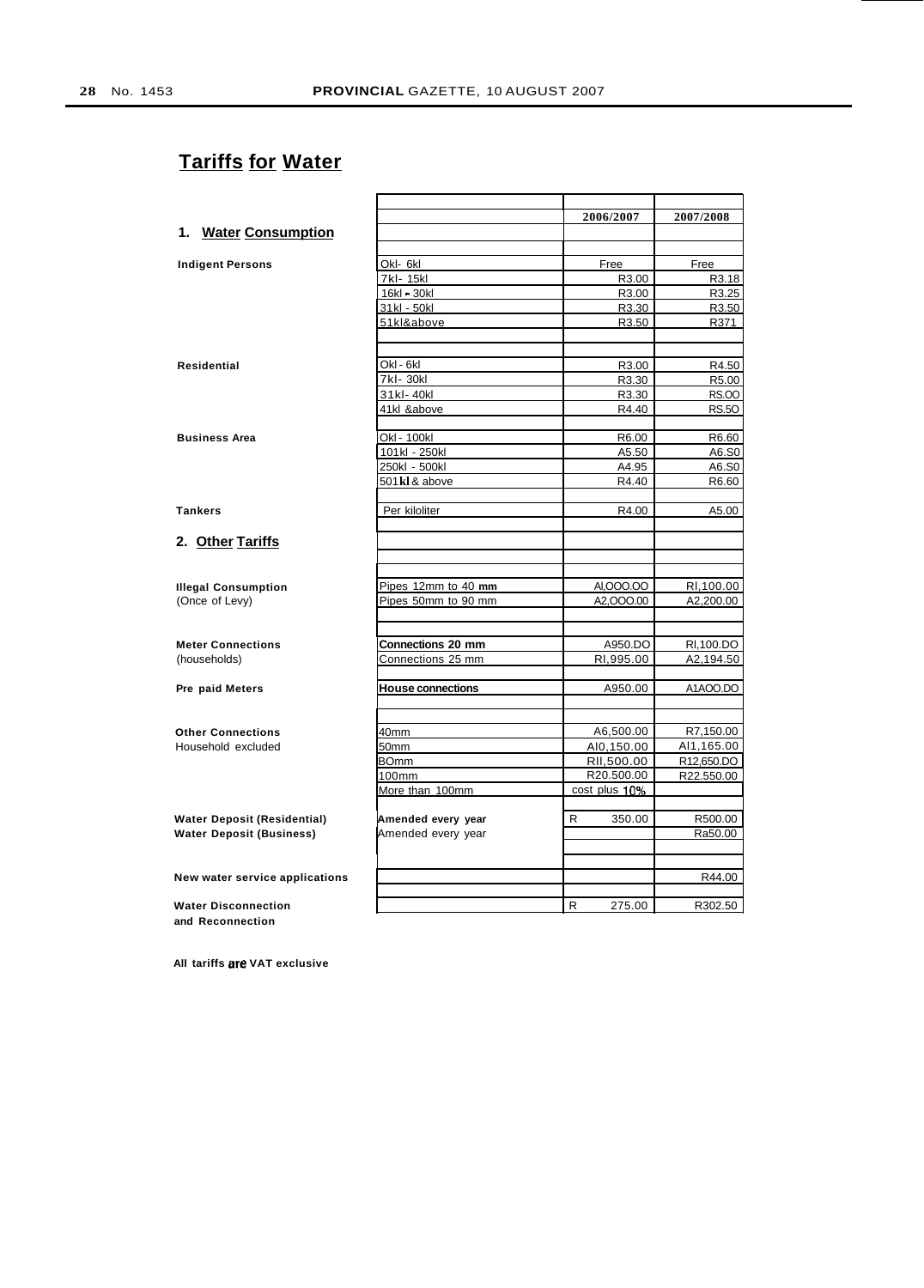# Tariffs for Water

| | | 2006/2007 | 2007/2008 |
|---|---|---|---|
| **1. Water Consumption** | | | |
| **Indigent Persons** | Okl- 6kl | Free | Free |
| | 7kl- 15kl | R3.00 | R3.18 |
| | 16kl - 30kl | R3.00 | R3.25 |
| | 31kl - 50kl | R3.30 | R3.50 |
| | 51kl&above | R3.50 | R371 |
| **Residential** | Okl - 6kl | R3.00 | R4.50 |
| | 7kl- 30kl | R3.30 | R5.00 |
| | 31kl- 40kl | R3.30 | RS.OO |
| | 41kl &above | R4.40 | RS.5O |
| **Business Area** | Okl - 100kl | R6.00 | R6.60 |
| | 101kl - 250kl | A5.50 | A6.S0 |
| | 250kl - 500kl | A4.95 | A6.S0 |
| | 501kl & above | R4.40 | R6.60 |
| **Tankers** | Per kiloliter | R4.00 | A5.00 |
| **2. Other Tariffs** | | | |
| **Illegal Consumption** (Once of Levy) | Pipes 12mm to 40 mm | Al,OOO.OO | RI,100.00 |
| | Pipes 50mm to 90 mm | A2,OOO.00 | A2,200.00 |
| **Meter Connections** (households) | **Connections 20 mm** | A950.DO | RI,100.DO |
| | Connections 25 mm | RI,995.00 | A2,194.50 |
| **Pre paid Meters** | **House connections** | A950.00 | A1AOO.DO |
| **Other Connections** Household excluded | 40mm | A6,500.00 | R7,150.00 |
| | 50mm | AI0,150.00 | AI1,165.00 |
| | BOmm | RII,500.00 | R12,650.DO |
| | 100mm | R20.500.00 | R22.550.00 |
| | More than 100mm | cost plus 10% | |
| **Water Deposit (Residential)** | **Amended every year** | R 350.00 | R500.00 |
| **Water Deposit (Business)** | Amended every year | | Ra50.00 |
| **New water service applications** | | | R44.00 |
| **Water Disconnection and Reconnection** | | R 275.00 | R302.50 |

**All tariffs are VAT exclusive**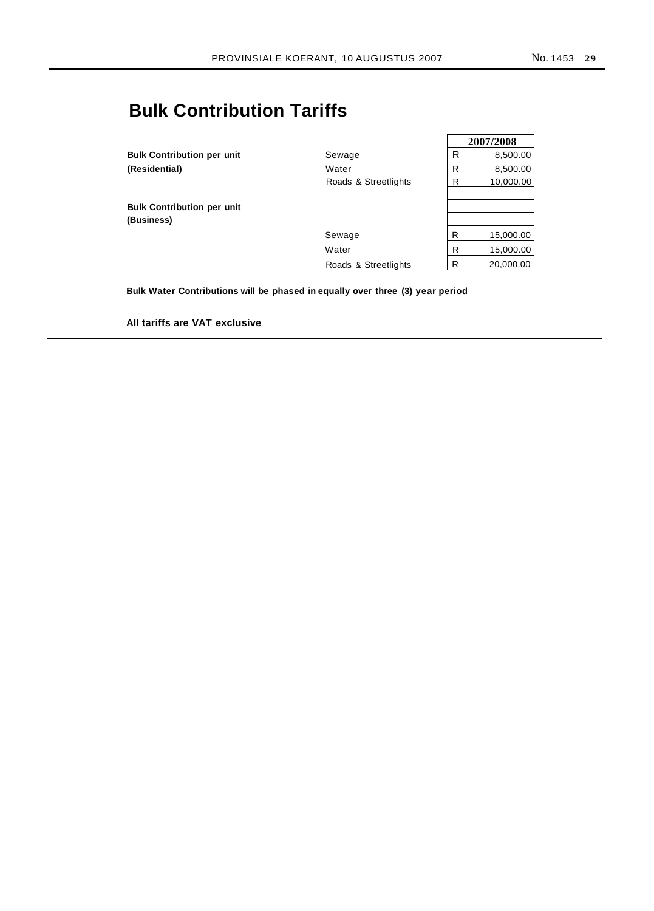## Bulk Contribution Tariffs

| | | | 2007/2008 |
|---|---|---|---|
| **Bulk Contribution per unit** | Sewage | R | 8,500.00 |
| **(Residential)** | Water | R | 8,500.00 |
| | Roads & Streetlights | R | 10,000.00 |
| | | | |
| **Bulk Contribution per unit** | | | |
| **(Business)** | | | |
| | Sewage | R | 15,000.00 |
| | Water | R | 15,000.00 |
| | Roads & Streetlights | R | 20,000.00 |

**Bulk Water Contributions will be phased in equally over three (3) year period**

**All tariffs are VAT exclusive**